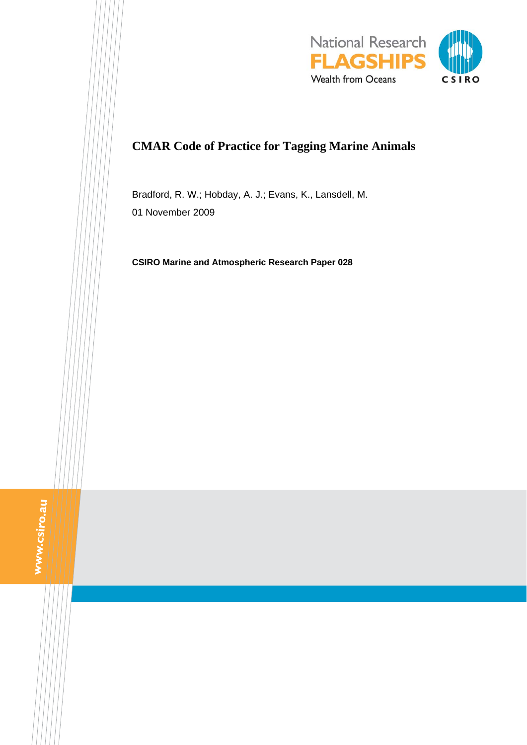# CMAR Code of Practice for Tagging Marine Animals

Bradford, R. W.; Hobday, A. J.; Evans, K., Lansdell, M.

01 November 2009

**CSIRO Marine and Atmospheric Research Paper 028**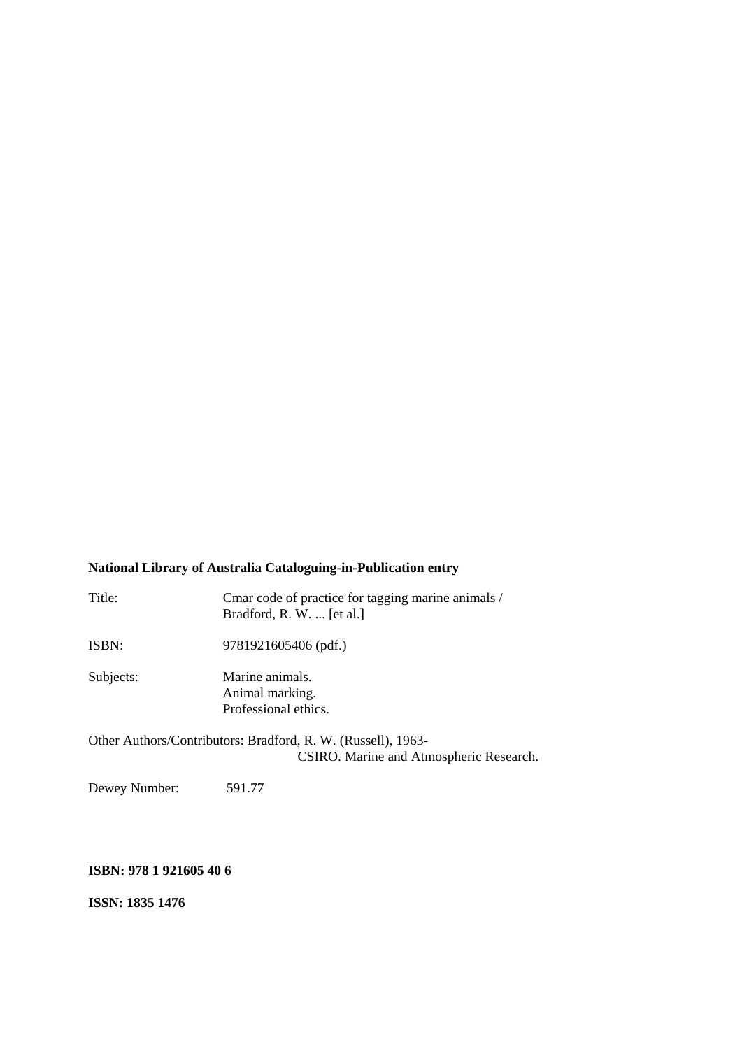**National Library of Australia Cataloguing-in-Publication entry**

| | |
|---|---|
| Title: | Cmar code of practice for tagging marine animals / Bradford, R. W. ... [et al.] |
| ISBN: | 9781921605406 (pdf.) |
| Subjects: | Marine animals.<br>Animal marking.<br>Professional ethics. |

Other Authors/Contributors: Bradford, R. W. (Russell), 1963-
CSIRO. Marine and Atmospheric Research.

Dewey Number: 591.77

**ISBN: 978 1 921605 40 6**

**ISSN: 1835 1476**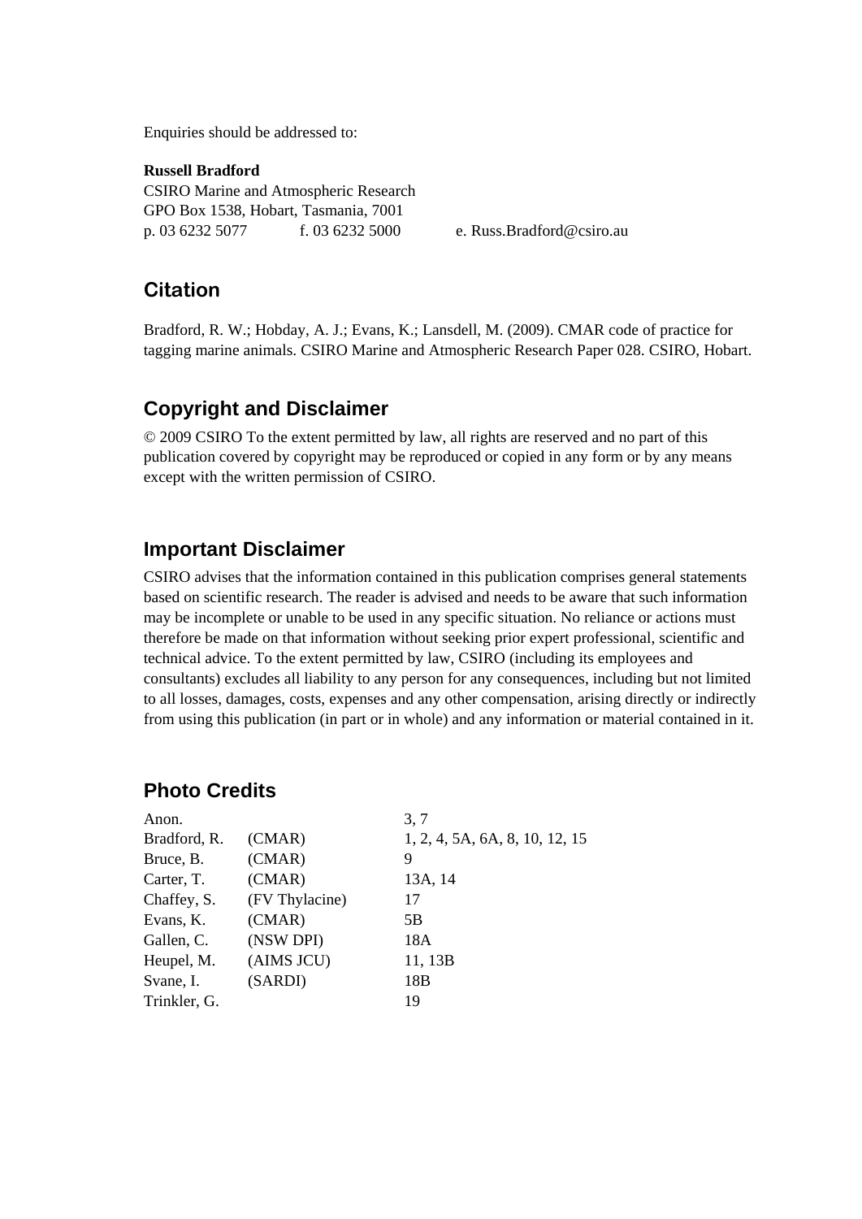Enquiries should be addressed to:

**Russell Bradford**
CSIRO Marine and Atmospheric Research
GPO Box 1538, Hobart, Tasmania, 7001
p. 03 6232 5077 f. 03 6232 5000 e. Russ.Bradford@csiro.au

## Citation

Bradford, R. W.; Hobday, A. J.; Evans, K.; Lansdell, M. (2009). CMAR code of practice for tagging marine animals. CSIRO Marine and Atmospheric Research Paper 028. CSIRO, Hobart.

## Copyright and Disclaimer

© 2009 CSIRO To the extent permitted by law, all rights are reserved and no part of this publication covered by copyright may be reproduced or copied in any form or by any means except with the written permission of CSIRO.

## Important Disclaimer

CSIRO advises that the information contained in this publication comprises general statements based on scientific research. The reader is advised and needs to be aware that such information may be incomplete or unable to be used in any specific situation. No reliance or actions must therefore be made on that information without seeking prior expert professional, scientific and technical advice. To the extent permitted by law, CSIRO (including its employees and consultants) excludes all liability to any person for any consequences, including but not limited to all losses, damages, costs, expenses and any other compensation, arising directly or indirectly from using this publication (in part or in whole) and any information or material contained in it.

## Photo Credits

| | | |
|---|---|---|
| Anon. | | 3, 7 |
| Bradford, R. | (CMAR) | 1, 2, 4, 5A, 6A, 8, 10, 12, 15 |
| Bruce, B. | (CMAR) | 9 |
| Carter, T. | (CMAR) | 13A, 14 |
| Chaffey, S. | (FV Thylacine) | 17 |
| Evans, K. | (CMAR) | 5B |
| Gallen, C. | (NSW DPI) | 18A |
| Heupel, M. | (AIMS JCU) | 11, 13B |
| Svane, I. | (SARDI) | 18B |
| Trinkler, G. | | 19 |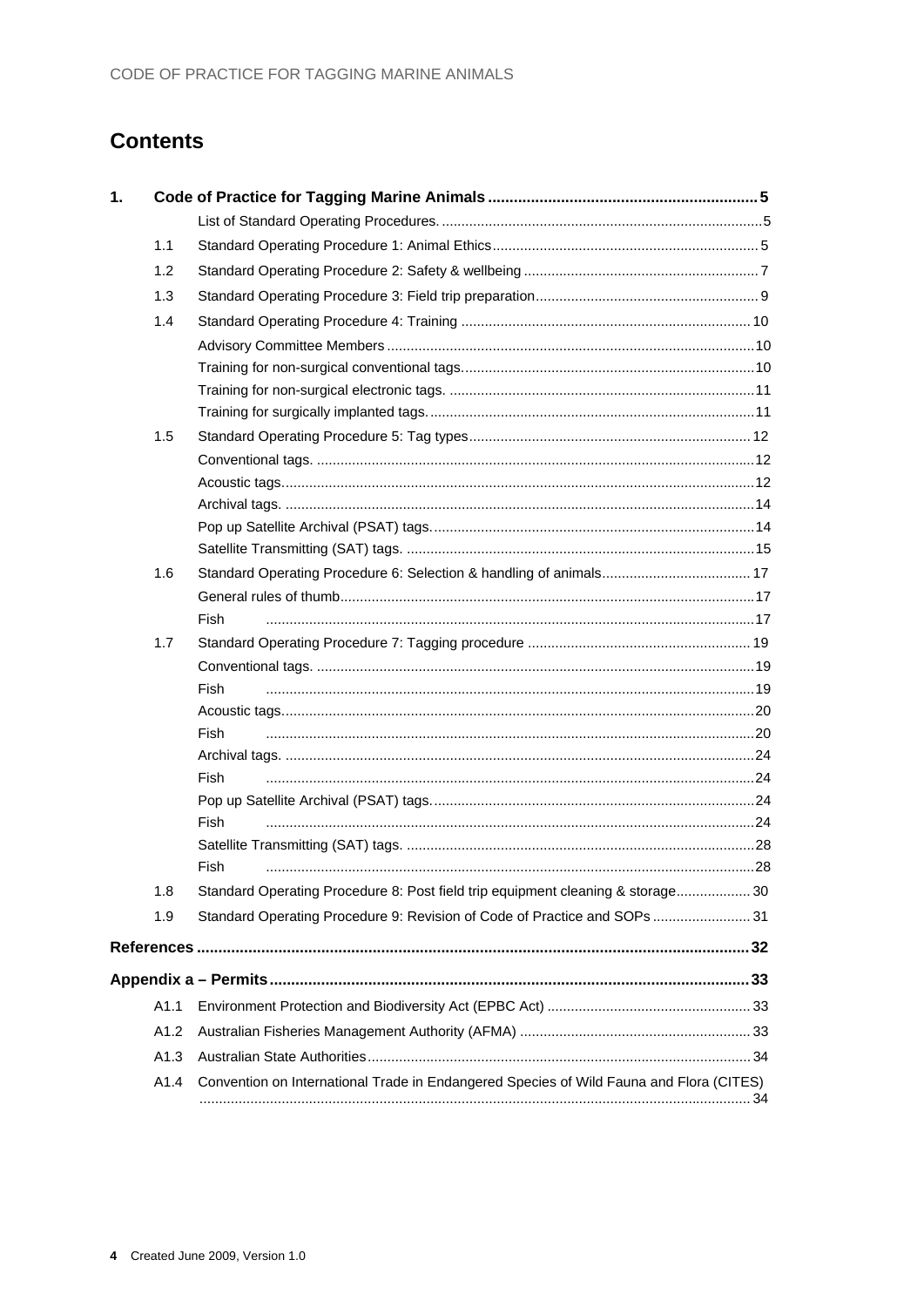# Contents

| | | |
|---|---|---|
| **1.** | **Code of Practice for Tagging Marine Animals** | **5** |
| | List of Standard Operating Procedures. | 5 |
| 1.1 | Standard Operating Procedure 1: Animal Ethics | 5 |
| 1.2 | Standard Operating Procedure 2: Safety & wellbeing | 7 |
| 1.3 | Standard Operating Procedure 3: Field trip preparation | 9 |
| 1.4 | Standard Operating Procedure 4: Training | 10 |
| | Advisory Committee Members | 10 |
| | Training for non-surgical conventional tags. | 10 |
| | Training for non-surgical electronic tags. | 11 |
| | Training for surgically implanted tags. | 11 |
| 1.5 | Standard Operating Procedure 5: Tag types | 12 |
| | Conventional tags. | 12 |
| | Acoustic tags. | 12 |
| | Archival tags. | 14 |
| | Pop up Satellite Archival (PSAT) tags. | 14 |
| | Satellite Transmitting (SAT) tags. | 15 |
| 1.6 | Standard Operating Procedure 6: Selection & handling of animals | 17 |
| | General rules of thumb | 17 |
| | Fish | 17 |
| 1.7 | Standard Operating Procedure 7: Tagging procedure | 19 |
| | Conventional tags. | 19 |
| | Fish | 19 |
| | Acoustic tags. | 20 |
| | Fish | 20 |
| | Archival tags. | 24 |
| | Fish | 24 |
| | Pop up Satellite Archival (PSAT) tags. | 24 |
| | Fish | 24 |
| | Satellite Transmitting (SAT) tags. | 28 |
| | Fish | 28 |
| 1.8 | Standard Operating Procedure 8: Post field trip equipment cleaning & storage | 30 |
| 1.9 | Standard Operating Procedure 9: Revision of Code of Practice and SOPs | 31 |
| **References** | | **32** |
| **Appendix a – Permits** | | **33** |
| A1.1 | Environment Protection and Biodiversity Act (EPBC Act) | 33 |
| A1.2 | Australian Fisheries Management Authority (AFMA) | 33 |
| A1.3 | Australian State Authorities | 34 |
| A1.4 | Convention on International Trade in Endangered Species of Wild Fauna and Flora (CITES) | 34 |

Created June 2009, Version 1.0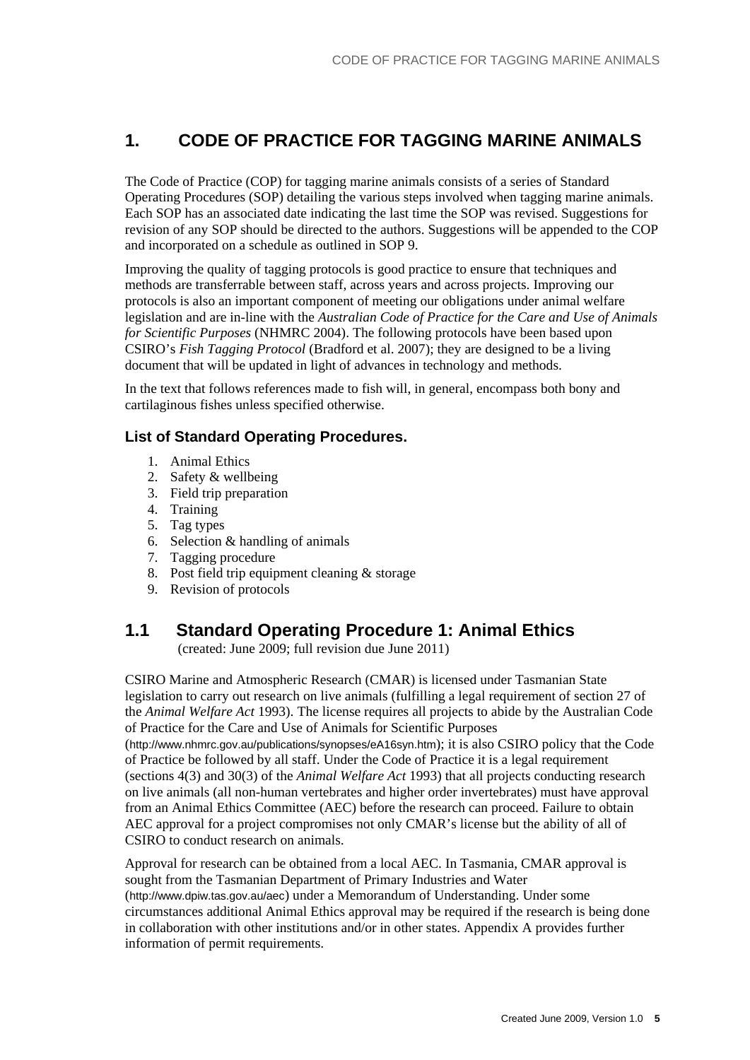# 1. CODE OF PRACTICE FOR TAGGING MARINE ANIMALS

The Code of Practice (COP) for tagging marine animals consists of a series of Standard Operating Procedures (SOP) detailing the various steps involved when tagging marine animals. Each SOP has an associated date indicating the last time the SOP was revised. Suggestions for revision of any SOP should be directed to the authors. Suggestions will be appended to the COP and incorporated on a schedule as outlined in SOP 9.

Improving the quality of tagging protocols is good practice to ensure that techniques and methods are transferrable between staff, across years and across projects. Improving our protocols is also an important component of meeting our obligations under animal welfare legislation and are in-line with the *Australian Code of Practice for the Care and Use of Animals for Scientific Purposes* (NHMRC 2004). The following protocols have been based upon CSIRO's *Fish Tagging Protocol* (Bradford et al. 2007); they are designed to be a living document that will be updated in light of advances in technology and methods.

In the text that follows references made to fish will, in general, encompass both bony and cartilaginous fishes unless specified otherwise.

### List of Standard Operating Procedures.

1. Animal Ethics
2. Safety & wellbeing
3. Field trip preparation
4. Training
5. Tag types
6. Selection & handling of animals
7. Tagging procedure
8. Post field trip equipment cleaning & storage
9. Revision of protocols

## 1.1 Standard Operating Procedure 1: Animal Ethics

(created: June 2009; full revision due June 2011)

CSIRO Marine and Atmospheric Research (CMAR) is licensed under Tasmanian State legislation to carry out research on live animals (fulfilling a legal requirement of section 27 of the *Animal Welfare Act* 1993). The license requires all projects to abide by the Australian Code of Practice for the Care and Use of Animals for Scientific Purposes (http://www.nhmrc.gov.au/publications/synopses/eA16syn.htm); it is also CSIRO policy that the Code of Practice be followed by all staff. Under the Code of Practice it is a legal requirement (sections 4(3) and 30(3) of the *Animal Welfare Act* 1993) that all projects conducting research on live animals (all non-human vertebrates and higher order invertebrates) must have approval from an Animal Ethics Committee (AEC) before the research can proceed. Failure to obtain AEC approval for a project compromises not only CMAR's license but the ability of all of CSIRO to conduct research on animals.

Approval for research can be obtained from a local AEC. In Tasmania, CMAR approval is sought from the Tasmanian Department of Primary Industries and Water (http://www.dpiw.tas.gov.au/aec) under a Memorandum of Understanding. Under some circumstances additional Animal Ethics approval may be required if the research is being done in collaboration with other institutions and/or in other states. Appendix A provides further information of permit requirements.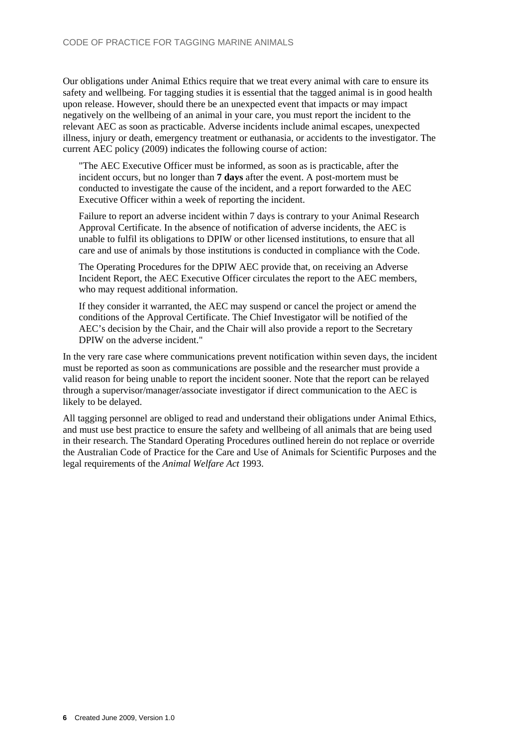Our obligations under Animal Ethics require that we treat every animal with care to ensure its safety and wellbeing. For tagging studies it is essential that the tagged animal is in good health upon release. However, should there be an unexpected event that impacts or may impact negatively on the wellbeing of an animal in your care, you must report the incident to the relevant AEC as soon as practicable. Adverse incidents include animal escapes, unexpected illness, injury or death, emergency treatment or euthanasia, or accidents to the investigator. The current AEC policy (2009) indicates the following course of action:

> "The AEC Executive Officer must be informed, as soon as is practicable, after the incident occurs, but no longer than **7 days** after the event. A post-mortem must be conducted to investigate the cause of the incident, and a report forwarded to the AEC Executive Officer within a week of reporting the incident.
>
> Failure to report an adverse incident within 7 days is contrary to your Animal Research Approval Certificate. In the absence of notification of adverse incidents, the AEC is unable to fulfil its obligations to DPIW or other licensed institutions, to ensure that all care and use of animals by those institutions is conducted in compliance with the Code.
>
> The Operating Procedures for the DPIW AEC provide that, on receiving an Adverse Incident Report, the AEC Executive Officer circulates the report to the AEC members, who may request additional information.
>
> If they consider it warranted, the AEC may suspend or cancel the project or amend the conditions of the Approval Certificate. The Chief Investigator will be notified of the AEC's decision by the Chair, and the Chair will also provide a report to the Secretary DPIW on the adverse incident."

In the very rare case where communications prevent notification within seven days, the incident must be reported as soon as communications are possible and the researcher must provide a valid reason for being unable to report the incident sooner. Note that the report can be relayed through a supervisor/manager/associate investigator if direct communication to the AEC is likely to be delayed.

All tagging personnel are obliged to read and understand their obligations under Animal Ethics, and must use best practice to ensure the safety and wellbeing of all animals that are being used in their research. The Standard Operating Procedures outlined herein do not replace or override the Australian Code of Practice for the Care and Use of Animals for Scientific Purposes and the legal requirements of the *Animal Welfare Act* 1993.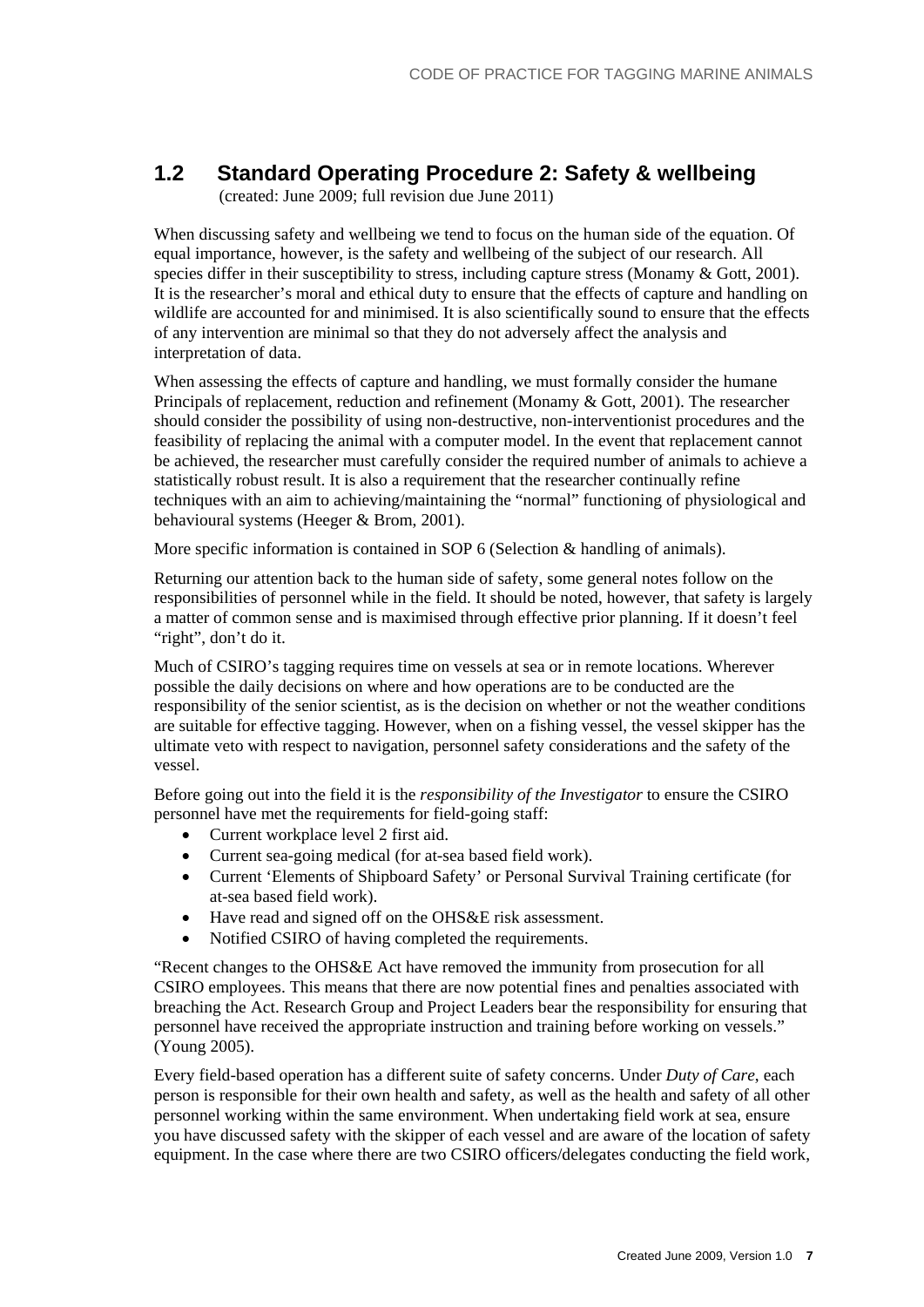## 1.2 Standard Operating Procedure 2: Safety & wellbeing

(created: June 2009; full revision due June 2011)

When discussing safety and wellbeing we tend to focus on the human side of the equation. Of equal importance, however, is the safety and wellbeing of the subject of our research. All species differ in their susceptibility to stress, including capture stress (Monamy & Gott, 2001). It is the researcher's moral and ethical duty to ensure that the effects of capture and handling on wildlife are accounted for and minimised. It is also scientifically sound to ensure that the effects of any intervention are minimal so that they do not adversely affect the analysis and interpretation of data.

When assessing the effects of capture and handling, we must formally consider the humane Principals of replacement, reduction and refinement (Monamy & Gott, 2001). The researcher should consider the possibility of using non-destructive, non-interventionist procedures and the feasibility of replacing the animal with a computer model. In the event that replacement cannot be achieved, the researcher must carefully consider the required number of animals to achieve a statistically robust result. It is also a requirement that the researcher continually refine techniques with an aim to achieving/maintaining the "normal" functioning of physiological and behavioural systems (Heeger & Brom, 2001).

More specific information is contained in SOP 6 (Selection & handling of animals).

Returning our attention back to the human side of safety, some general notes follow on the responsibilities of personnel while in the field. It should be noted, however, that safety is largely a matter of common sense and is maximised through effective prior planning. If it doesn't feel "right", don't do it.

Much of CSIRO's tagging requires time on vessels at sea or in remote locations. Wherever possible the daily decisions on where and how operations are to be conducted are the responsibility of the senior scientist, as is the decision on whether or not the weather conditions are suitable for effective tagging. However, when on a fishing vessel, the vessel skipper has the ultimate veto with respect to navigation, personnel safety considerations and the safety of the vessel.

Before going out into the field it is the *responsibility of the Investigator* to ensure the CSIRO personnel have met the requirements for field-going staff:

- Current workplace level 2 first aid.
- Current sea-going medical (for at-sea based field work).
- Current 'Elements of Shipboard Safety' or Personal Survival Training certificate (for at-sea based field work).
- Have read and signed off on the OHS&E risk assessment.
- Notified CSIRO of having completed the requirements.

"Recent changes to the OHS&E Act have removed the immunity from prosecution for all CSIRO employees. This means that there are now potential fines and penalties associated with breaching the Act. Research Group and Project Leaders bear the responsibility for ensuring that personnel have received the appropriate instruction and training before working on vessels." (Young 2005).

Every field-based operation has a different suite of safety concerns. Under *Duty of Care*, each person is responsible for their own health and safety, as well as the health and safety of all other personnel working within the same environment. When undertaking field work at sea, ensure you have discussed safety with the skipper of each vessel and are aware of the location of safety equipment. In the case where there are two CSIRO officers/delegates conducting the field work,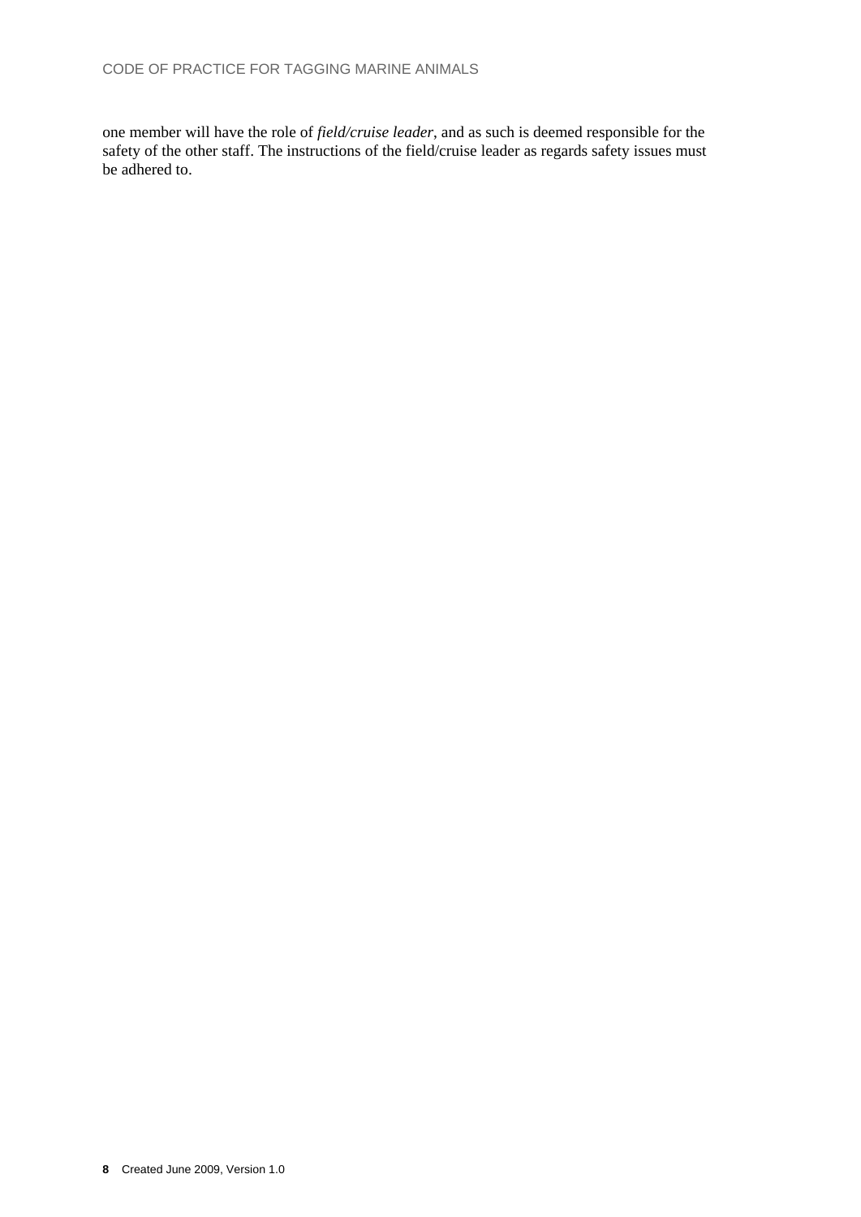one member will have the role of *field/cruise leader*, and as such is deemed responsible for the safety of the other staff. The instructions of the field/cruise leader as regards safety issues must be adhered to.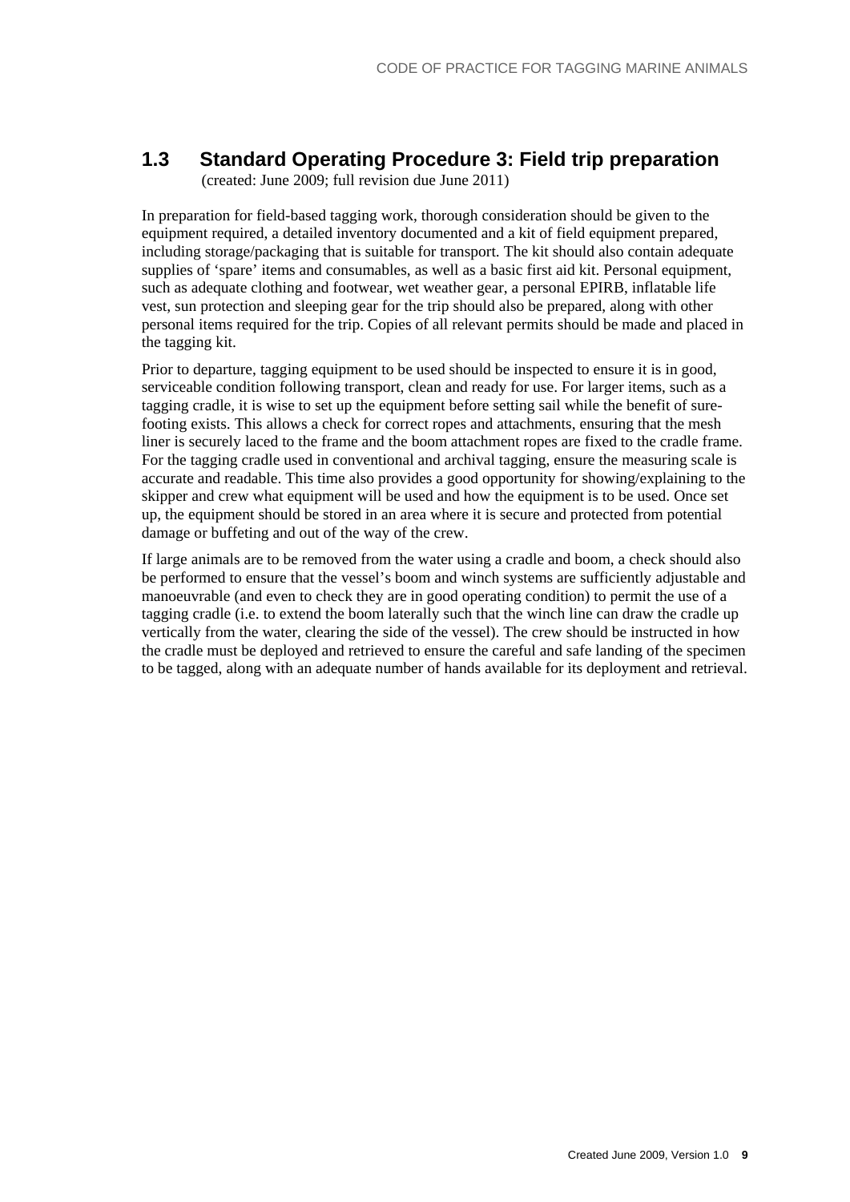## 1.3 Standard Operating Procedure 3: Field trip preparation

(created: June 2009; full revision due June 2011)

In preparation for field-based tagging work, thorough consideration should be given to the equipment required, a detailed inventory documented and a kit of field equipment prepared, including storage/packaging that is suitable for transport. The kit should also contain adequate supplies of 'spare' items and consumables, as well as a basic first aid kit. Personal equipment, such as adequate clothing and footwear, wet weather gear, a personal EPIRB, inflatable life vest, sun protection and sleeping gear for the trip should also be prepared, along with other personal items required for the trip. Copies of all relevant permits should be made and placed in the tagging kit.

Prior to departure, tagging equipment to be used should be inspected to ensure it is in good, serviceable condition following transport, clean and ready for use. For larger items, such as a tagging cradle, it is wise to set up the equipment before setting sail while the benefit of sure-footing exists. This allows a check for correct ropes and attachments, ensuring that the mesh liner is securely laced to the frame and the boom attachment ropes are fixed to the cradle frame. For the tagging cradle used in conventional and archival tagging, ensure the measuring scale is accurate and readable. This time also provides a good opportunity for showing/explaining to the skipper and crew what equipment will be used and how the equipment is to be used. Once set up, the equipment should be stored in an area where it is secure and protected from potential damage or buffeting and out of the way of the crew.

If large animals are to be removed from the water using a cradle and boom, a check should also be performed to ensure that the vessel's boom and winch systems are sufficiently adjustable and manoeuvrable (and even to check they are in good operating condition) to permit the use of a tagging cradle (i.e. to extend the boom laterally such that the winch line can draw the cradle up vertically from the water, clearing the side of the vessel). The crew should be instructed in how the cradle must be deployed and retrieved to ensure the careful and safe landing of the specimen to be tagged, along with an adequate number of hands available for its deployment and retrieval.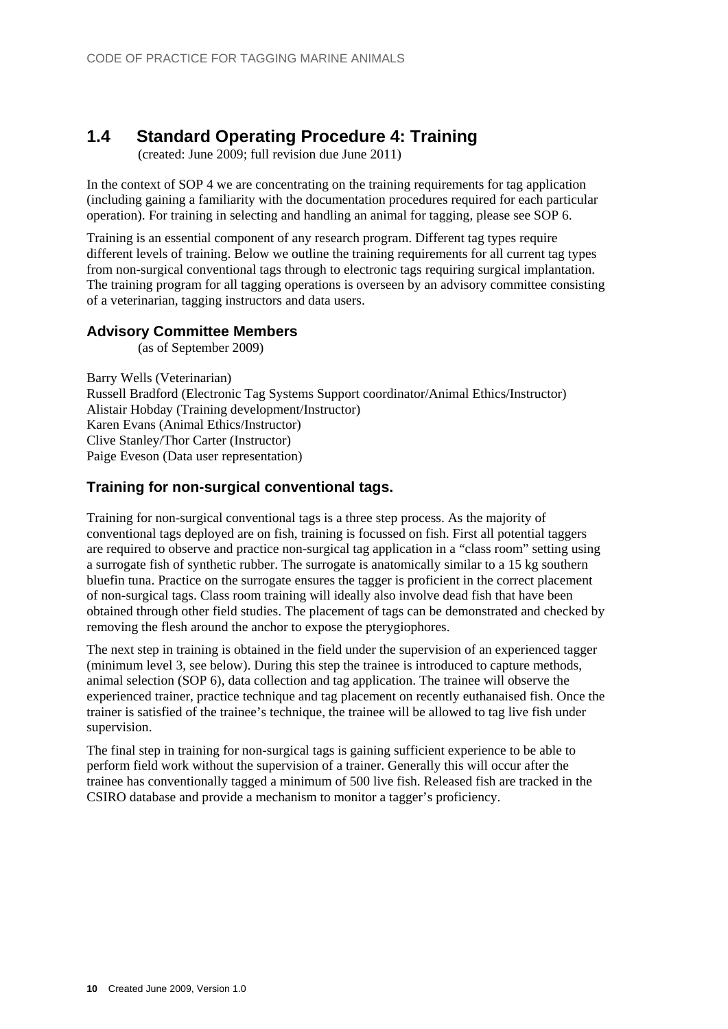## 1.4 Standard Operating Procedure 4: Training

(created: June 2009; full revision due June 2011)

In the context of SOP 4 we are concentrating on the training requirements for tag application (including gaining a familiarity with the documentation procedures required for each particular operation). For training in selecting and handling an animal for tagging, please see SOP 6.

Training is an essential component of any research program. Different tag types require different levels of training. Below we outline the training requirements for all current tag types from non-surgical conventional tags through to electronic tags requiring surgical implantation. The training program for all tagging operations is overseen by an advisory committee consisting of a veterinarian, tagging instructors and data users.

### Advisory Committee Members

(as of September 2009)

Barry Wells (Veterinarian)
Russell Bradford (Electronic Tag Systems Support coordinator/Animal Ethics/Instructor)
Alistair Hobday (Training development/Instructor)
Karen Evans (Animal Ethics/Instructor)
Clive Stanley/Thor Carter (Instructor)
Paige Eveson (Data user representation)

### Training for non-surgical conventional tags.

Training for non-surgical conventional tags is a three step process. As the majority of conventional tags deployed are on fish, training is focussed on fish. First all potential taggers are required to observe and practice non-surgical tag application in a "class room" setting using a surrogate fish of synthetic rubber. The surrogate is anatomically similar to a 15 kg southern bluefin tuna. Practice on the surrogate ensures the tagger is proficient in the correct placement of non-surgical tags. Class room training will ideally also involve dead fish that have been obtained through other field studies. The placement of tags can be demonstrated and checked by removing the flesh around the anchor to expose the pterygiophores.

The next step in training is obtained in the field under the supervision of an experienced tagger (minimum level 3, see below). During this step the trainee is introduced to capture methods, animal selection (SOP 6), data collection and tag application. The trainee will observe the experienced trainer, practice technique and tag placement on recently euthanaised fish. Once the trainer is satisfied of the trainee's technique, the trainee will be allowed to tag live fish under supervision.

The final step in training for non-surgical tags is gaining sufficient experience to be able to perform field work without the supervision of a trainer. Generally this will occur after the trainee has conventionally tagged a minimum of 500 live fish. Released fish are tracked in the CSIRO database and provide a mechanism to monitor a tagger's proficiency.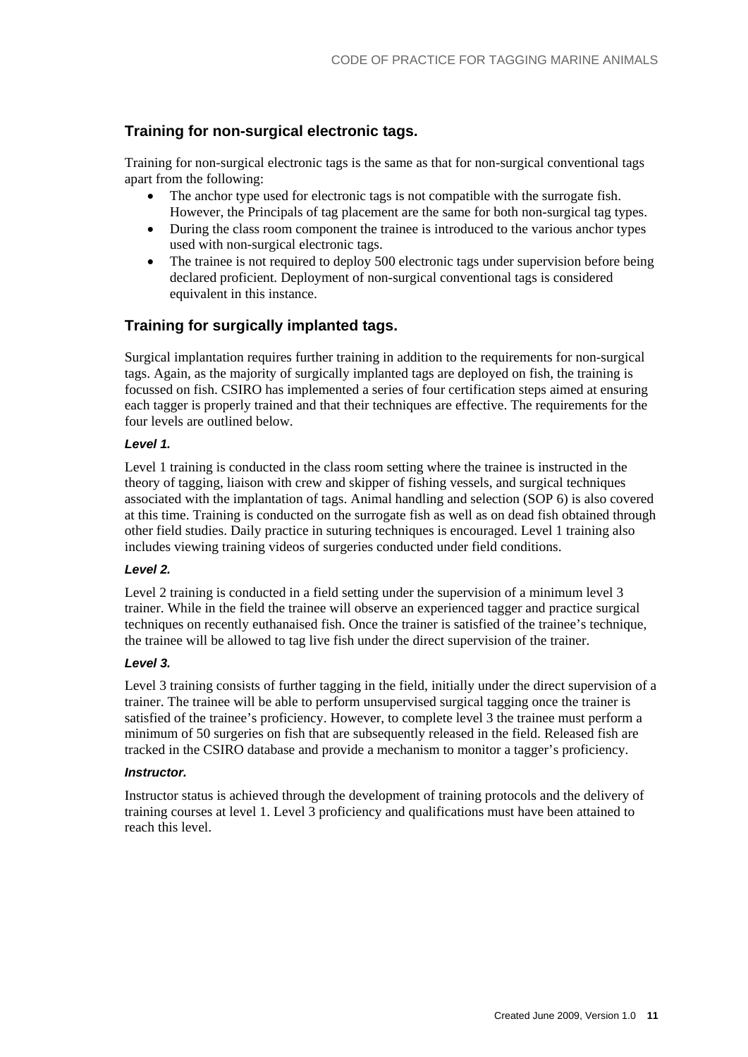## Training for non-surgical electronic tags.

Training for non-surgical electronic tags is the same as that for non-surgical conventional tags apart from the following:

- The anchor type used for electronic tags is not compatible with the surrogate fish. However, the Principals of tag placement are the same for both non-surgical tag types.
- During the class room component the trainee is introduced to the various anchor types used with non-surgical electronic tags.
- The trainee is not required to deploy 500 electronic tags under supervision before being declared proficient. Deployment of non-surgical conventional tags is considered equivalent in this instance.

## Training for surgically implanted tags.

Surgical implantation requires further training in addition to the requirements for non-surgical tags. Again, as the majority of surgically implanted tags are deployed on fish, the training is focussed on fish. CSIRO has implemented a series of four certification steps aimed at ensuring each tagger is properly trained and that their techniques are effective. The requirements for the four levels are outlined below.

### *Level 1.*

Level 1 training is conducted in the class room setting where the trainee is instructed in the theory of tagging, liaison with crew and skipper of fishing vessels, and surgical techniques associated with the implantation of tags. Animal handling and selection (SOP 6) is also covered at this time. Training is conducted on the surrogate fish as well as on dead fish obtained through other field studies. Daily practice in suturing techniques is encouraged. Level 1 training also includes viewing training videos of surgeries conducted under field conditions.

### *Level 2.*

Level 2 training is conducted in a field setting under the supervision of a minimum level 3 trainer. While in the field the trainee will observe an experienced tagger and practice surgical techniques on recently euthanaised fish. Once the trainer is satisfied of the trainee's technique, the trainee will be allowed to tag live fish under the direct supervision of the trainer.

### *Level 3.*

Level 3 training consists of further tagging in the field, initially under the direct supervision of a trainer. The trainee will be able to perform unsupervised surgical tagging once the trainer is satisfied of the trainee's proficiency. However, to complete level 3 the trainee must perform a minimum of 50 surgeries on fish that are subsequently released in the field. Released fish are tracked in the CSIRO database and provide a mechanism to monitor a tagger's proficiency.

### *Instructor.*

Instructor status is achieved through the development of training protocols and the delivery of training courses at level 1. Level 3 proficiency and qualifications must have been attained to reach this level.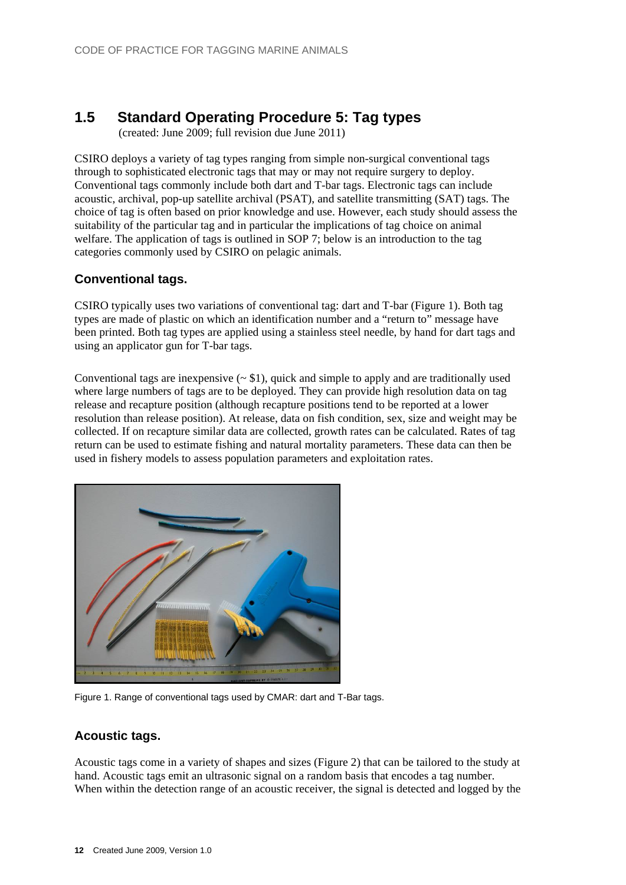## 1.5 Standard Operating Procedure 5: Tag types

(created: June 2009; full revision due June 2011)

CSIRO deploys a variety of tag types ranging from simple non-surgical conventional tags through to sophisticated electronic tags that may or may not require surgery to deploy. Conventional tags commonly include both dart and T-bar tags. Electronic tags can include acoustic, archival, pop-up satellite archival (PSAT), and satellite transmitting (SAT) tags. The choice of tag is often based on prior knowledge and use. However, each study should assess the suitability of the particular tag and in particular the implications of tag choice on animal welfare. The application of tags is outlined in SOP 7; below is an introduction to the tag categories commonly used by CSIRO on pelagic animals.

### Conventional tags.

CSIRO typically uses two variations of conventional tag: dart and T-bar (Figure 1). Both tag types are made of plastic on which an identification number and a "return to" message have been printed. Both tag types are applied using a stainless steel needle, by hand for dart tags and using an applicator gun for T-bar tags.

Conventional tags are inexpensive (~ $1), quick and simple to apply and are traditionally used where large numbers of tags are to be deployed. They can provide high resolution data on tag release and recapture position (although recapture positions tend to be reported at a lower resolution than release position). At release, data on fish condition, sex, size and weight may be collected. If on recapture similar data are collected, growth rates can be calculated. Rates of tag return can be used to estimate fishing and natural mortality parameters. These data can then be used in fishery models to assess population parameters and exploitation rates.

Figure 1. Range of conventional tags used by CMAR: dart and T-Bar tags.

### Acoustic tags.

Acoustic tags come in a variety of shapes and sizes (Figure 2) that can be tailored to the study at hand. Acoustic tags emit an ultrasonic signal on a random basis that encodes a tag number. When within the detection range of an acoustic receiver, the signal is detected and logged by the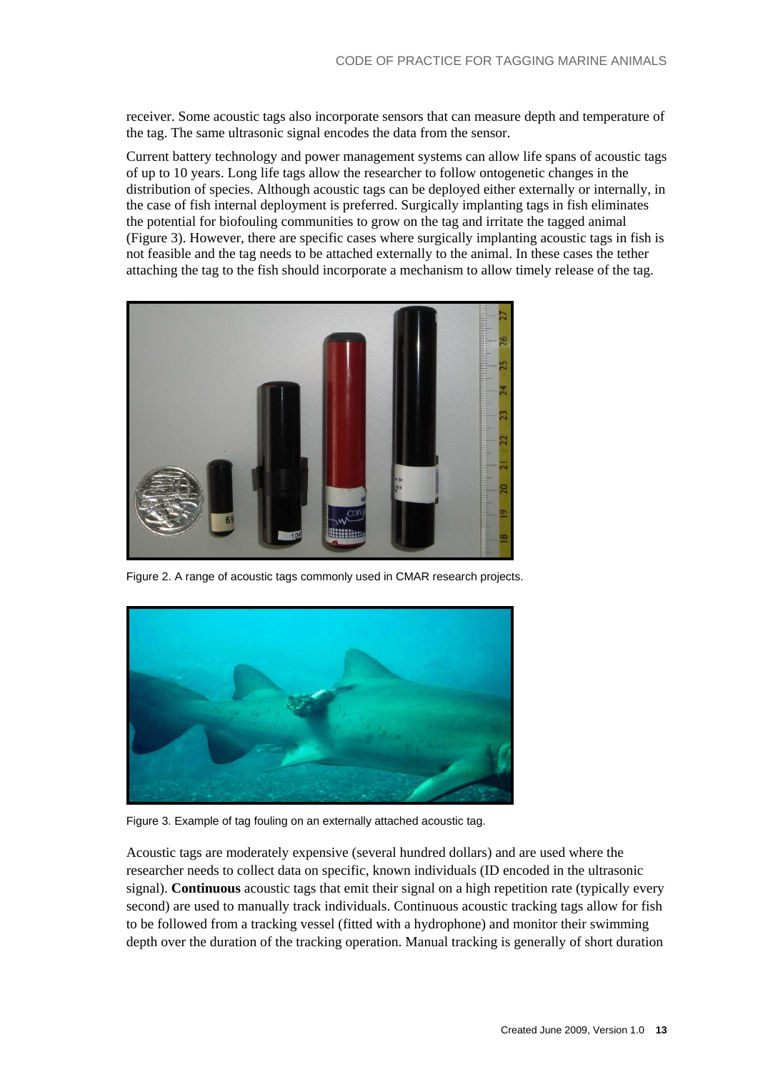receiver. Some acoustic tags also incorporate sensors that can measure depth and temperature of the tag. The same ultrasonic signal encodes the data from the sensor.

Current battery technology and power management systems can allow life spans of acoustic tags of up to 10 years. Long life tags allow the researcher to follow ontogenetic changes in the distribution of species. Although acoustic tags can be deployed either externally or internally, in the case of fish internal deployment is preferred. Surgically implanting tags in fish eliminates the potential for biofouling communities to grow on the tag and irritate the tagged animal (Figure 3). However, there are specific cases where surgically implanting acoustic tags in fish is not feasible and the tag needs to be attached externally to the animal. In these cases the tether attaching the tag to the fish should incorporate a mechanism to allow timely release of the tag.

Figure 2. A range of acoustic tags commonly used in CMAR research projects.

Figure 3. Example of tag fouling on an externally attached acoustic tag.

Acoustic tags are moderately expensive (several hundred dollars) and are used where the researcher needs to collect data on specific, known individuals (ID encoded in the ultrasonic signal). **Continuous** acoustic tags that emit their signal on a high repetition rate (typically every second) are used to manually track individuals. Continuous acoustic tracking tags allow for fish to be followed from a tracking vessel (fitted with a hydrophone) and monitor their swimming depth over the duration of the tracking operation. Manual tracking is generally of short duration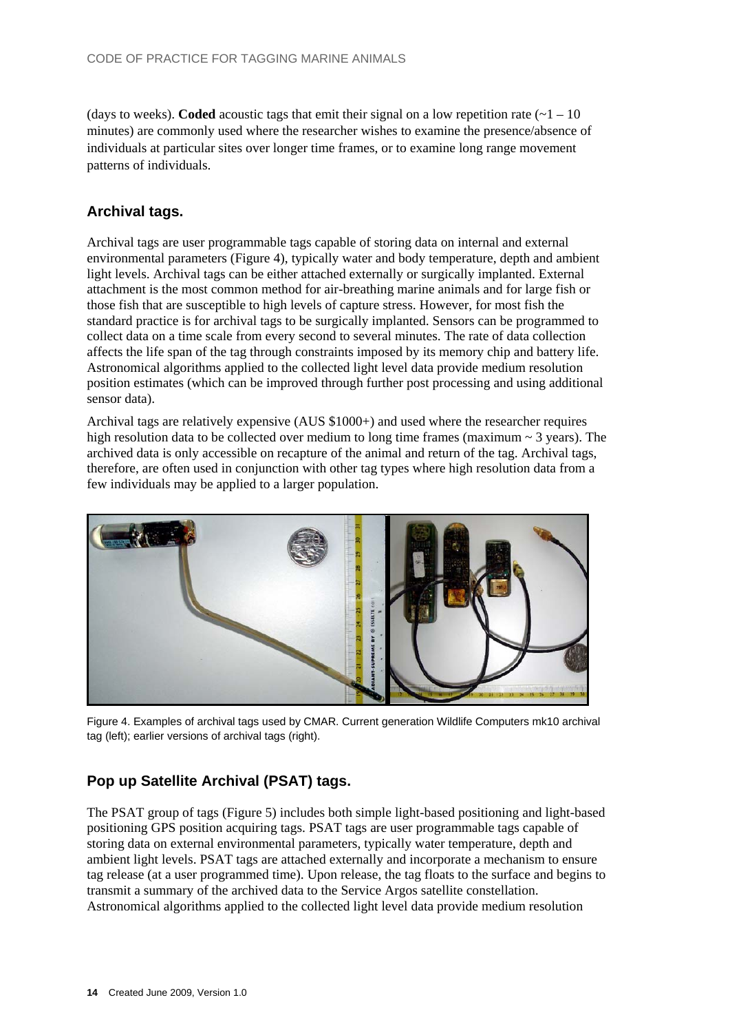(days to weeks). **Coded** acoustic tags that emit their signal on a low repetition rate (~1 – 10 minutes) are commonly used where the researcher wishes to examine the presence/absence of individuals at particular sites over longer time frames, or to examine long range movement patterns of individuals.

## Archival tags.

Archival tags are user programmable tags capable of storing data on internal and external environmental parameters (Figure 4), typically water and body temperature, depth and ambient light levels. Archival tags can be either attached externally or surgically implanted. External attachment is the most common method for air-breathing marine animals and for large fish or those fish that are susceptible to high levels of capture stress. However, for most fish the standard practice is for archival tags to be surgically implanted. Sensors can be programmed to collect data on a time scale from every second to several minutes. The rate of data collection affects the life span of the tag through constraints imposed by its memory chip and battery life. Astronomical algorithms applied to the collected light level data provide medium resolution position estimates (which can be improved through further post processing and using additional sensor data).

Archival tags are relatively expensive (AUS $1000+) and used where the researcher requires high resolution data to be collected over medium to long time frames (maximum ~ 3 years). The archived data is only accessible on recapture of the animal and return of the tag. Archival tags, therefore, are often used in conjunction with other tag types where high resolution data from a few individuals may be applied to a larger population.

Figure 4. Examples of archival tags used by CMAR. Current generation Wildlife Computers mk10 archival tag (left); earlier versions of archival tags (right).

## Pop up Satellite Archival (PSAT) tags.

The PSAT group of tags (Figure 5) includes both simple light-based positioning and light-based positioning GPS position acquiring tags. PSAT tags are user programmable tags capable of storing data on external environmental parameters, typically water temperature, depth and ambient light levels. PSAT tags are attached externally and incorporate a mechanism to ensure tag release (at a user programmed time). Upon release, the tag floats to the surface and begins to transmit a summary of the archived data to the Service Argos satellite constellation. Astronomical algorithms applied to the collected light level data provide medium resolution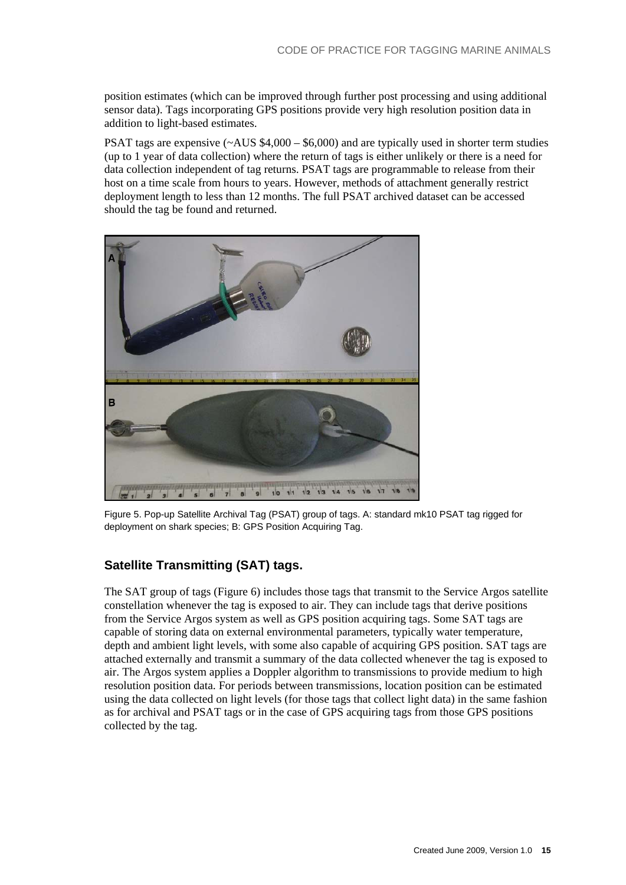position estimates (which can be improved through further post processing and using additional sensor data). Tags incorporating GPS positions provide very high resolution position data in addition to light-based estimates.

PSAT tags are expensive (~AUS $4,000 – $6,000) and are typically used in shorter term studies (up to 1 year of data collection) where the return of tags is either unlikely or there is a need for data collection independent of tag returns. PSAT tags are programmable to release from their host on a time scale from hours to years. However, methods of attachment generally restrict deployment length to less than 12 months. The full PSAT archived dataset can be accessed should the tag be found and returned.

Figure 5. Pop-up Satellite Archival Tag (PSAT) group of tags. A: standard mk10 PSAT tag rigged for deployment on shark species; B: GPS Position Acquiring Tag.

## Satellite Transmitting (SAT) tags.

The SAT group of tags (Figure 6) includes those tags that transmit to the Service Argos satellite constellation whenever the tag is exposed to air. They can include tags that derive positions from the Service Argos system as well as GPS position acquiring tags. Some SAT tags are capable of storing data on external environmental parameters, typically water temperature, depth and ambient light levels, with some also capable of acquiring GPS position. SAT tags are attached externally and transmit a summary of the data collected whenever the tag is exposed to air. The Argos system applies a Doppler algorithm to transmissions to provide medium to high resolution position data. For periods between transmissions, location position can be estimated using the data collected on light levels (for those tags that collect light data) in the same fashion as for archival and PSAT tags or in the case of GPS acquiring tags from those GPS positions collected by the tag.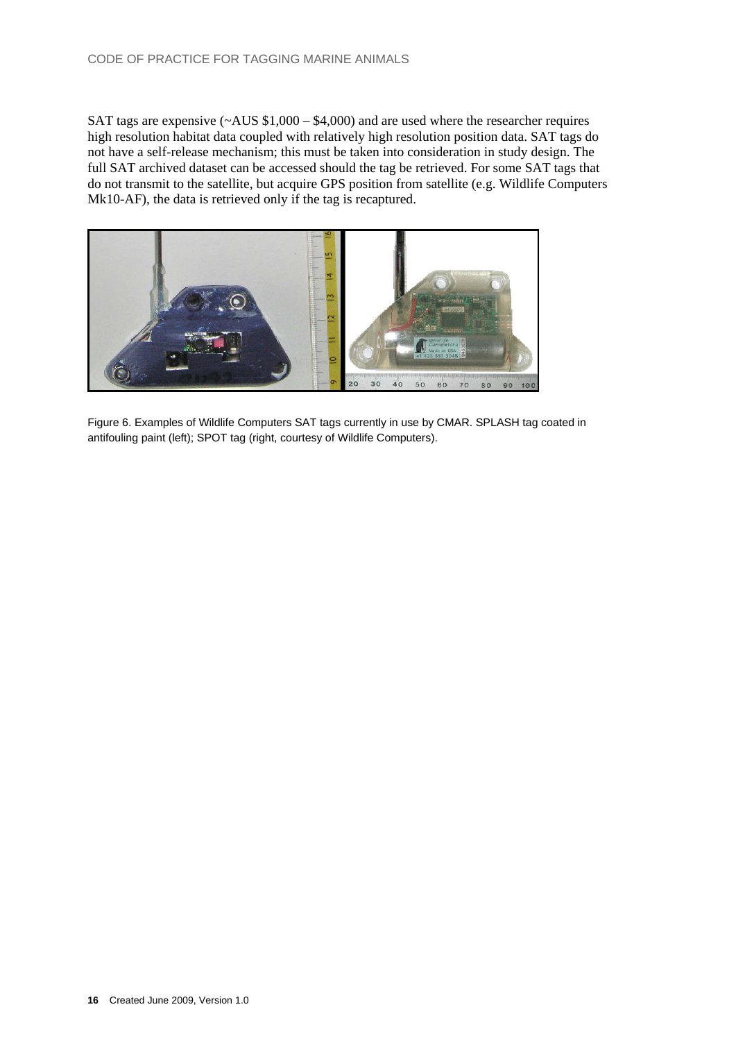SAT tags are expensive (~AUS $1,000 – $4,000) and are used where the researcher requires high resolution habitat data coupled with relatively high resolution position data. SAT tags do not have a self-release mechanism; this must be taken into consideration in study design. The full SAT archived dataset can be accessed should the tag be retrieved. For some SAT tags that do not transmit to the satellite, but acquire GPS position from satellite (e.g. Wildlife Computers Mk10-AF), the data is retrieved only if the tag is recaptured.

Figure 6. Examples of Wildlife Computers SAT tags currently in use by CMAR. SPLASH tag coated in antifouling paint (left); SPOT tag (right, courtesy of Wildlife Computers).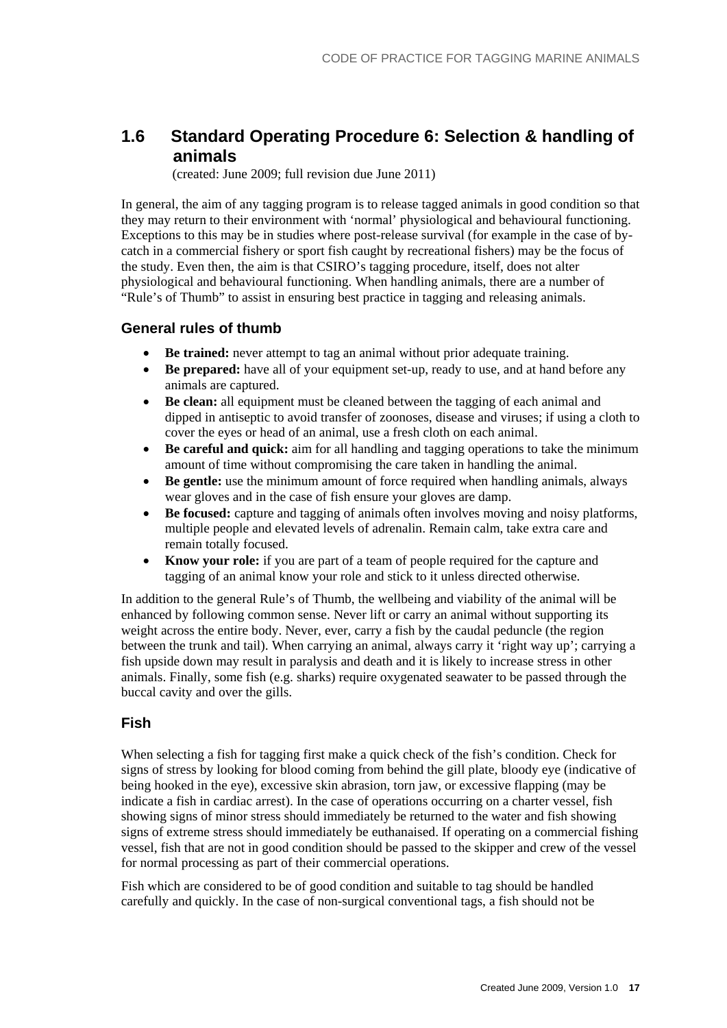## 1.6 Standard Operating Procedure 6: Selection & handling of animals

(created: June 2009; full revision due June 2011)

In general, the aim of any tagging program is to release tagged animals in good condition so that they may return to their environment with 'normal' physiological and behavioural functioning. Exceptions to this may be in studies where post-release survival (for example in the case of by-catch in a commercial fishery or sport fish caught by recreational fishers) may be the focus of the study. Even then, the aim is that CSIRO's tagging procedure, itself, does not alter physiological and behavioural functioning. When handling animals, there are a number of "Rule's of Thumb" to assist in ensuring best practice in tagging and releasing animals.

### General rules of thumb

- **Be trained:** never attempt to tag an animal without prior adequate training.
- **Be prepared:** have all of your equipment set-up, ready to use, and at hand before any animals are captured.
- **Be clean:** all equipment must be cleaned between the tagging of each animal and dipped in antiseptic to avoid transfer of zoonoses, disease and viruses; if using a cloth to cover the eyes or head of an animal, use a fresh cloth on each animal.
- **Be careful and quick:** aim for all handling and tagging operations to take the minimum amount of time without compromising the care taken in handling the animal.
- **Be gentle:** use the minimum amount of force required when handling animals, always wear gloves and in the case of fish ensure your gloves are damp.
- **Be focused:** capture and tagging of animals often involves moving and noisy platforms, multiple people and elevated levels of adrenalin. Remain calm, take extra care and remain totally focused.
- **Know your role:** if you are part of a team of people required for the capture and tagging of an animal know your role and stick to it unless directed otherwise.

In addition to the general Rule's of Thumb, the wellbeing and viability of the animal will be enhanced by following common sense. Never lift or carry an animal without supporting its weight across the entire body. Never, ever, carry a fish by the caudal peduncle (the region between the trunk and tail). When carrying an animal, always carry it 'right way up'; carrying a fish upside down may result in paralysis and death and it is likely to increase stress in other animals. Finally, some fish (e.g. sharks) require oxygenated seawater to be passed through the buccal cavity and over the gills.

### Fish

When selecting a fish for tagging first make a quick check of the fish's condition. Check for signs of stress by looking for blood coming from behind the gill plate, bloody eye (indicative of being hooked in the eye), excessive skin abrasion, torn jaw, or excessive flapping (may be indicate a fish in cardiac arrest). In the case of operations occurring on a charter vessel, fish showing signs of minor stress should immediately be returned to the water and fish showing signs of extreme stress should immediately be euthanaised. If operating on a commercial fishing vessel, fish that are not in good condition should be passed to the skipper and crew of the vessel for normal processing as part of their commercial operations.

Fish which are considered to be of good condition and suitable to tag should be handled carefully and quickly. In the case of non-surgical conventional tags, a fish should not be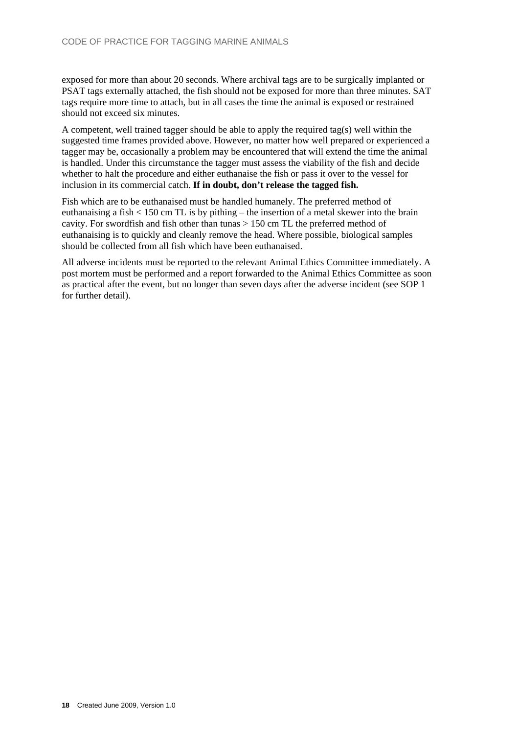exposed for more than about 20 seconds. Where archival tags are to be surgically implanted or PSAT tags externally attached, the fish should not be exposed for more than three minutes. SAT tags require more time to attach, but in all cases the time the animal is exposed or restrained should not exceed six minutes.

A competent, well trained tagger should be able to apply the required tag(s) well within the suggested time frames provided above. However, no matter how well prepared or experienced a tagger may be, occasionally a problem may be encountered that will extend the time the animal is handled. Under this circumstance the tagger must assess the viability of the fish and decide whether to halt the procedure and either euthanaise the fish or pass it over to the vessel for inclusion in its commercial catch. **If in doubt, don't release the tagged fish.**

Fish which are to be euthanaised must be handled humanely. The preferred method of euthanaising a fish < 150 cm TL is by pithing – the insertion of a metal skewer into the brain cavity. For swordfish and fish other than tunas > 150 cm TL the preferred method of euthanaising is to quickly and cleanly remove the head. Where possible, biological samples should be collected from all fish which have been euthanaised.

All adverse incidents must be reported to the relevant Animal Ethics Committee immediately. A post mortem must be performed and a report forwarded to the Animal Ethics Committee as soon as practical after the event, but no longer than seven days after the adverse incident (see SOP 1 for further detail).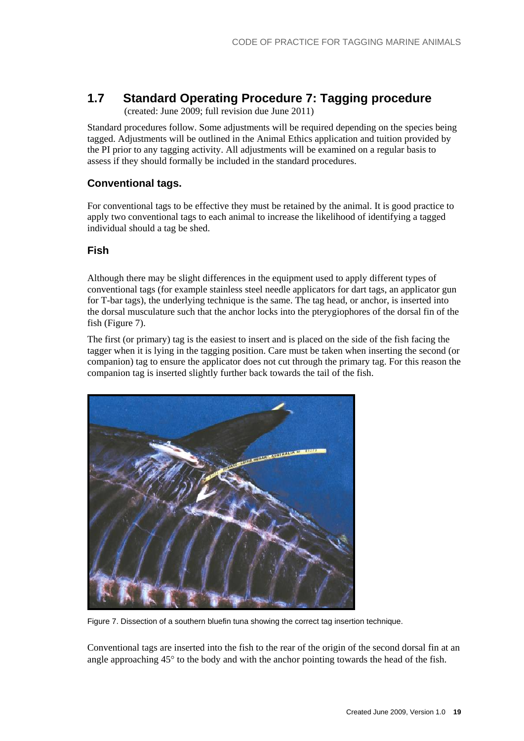## 1.7 Standard Operating Procedure 7: Tagging procedure

(created: June 2009; full revision due June 2011)

Standard procedures follow. Some adjustments will be required depending on the species being tagged. Adjustments will be outlined in the Animal Ethics application and tuition provided by the PI prior to any tagging activity. All adjustments will be examined on a regular basis to assess if they should formally be included in the standard procedures.

### Conventional tags.

For conventional tags to be effective they must be retained by the animal. It is good practice to apply two conventional tags to each animal to increase the likelihood of identifying a tagged individual should a tag be shed.

### Fish

Although there may be slight differences in the equipment used to apply different types of conventional tags (for example stainless steel needle applicators for dart tags, an applicator gun for T-bar tags), the underlying technique is the same. The tag head, or anchor, is inserted into the dorsal musculature such that the anchor locks into the pterygiophores of the dorsal fin of the fish (Figure 7).

The first (or primary) tag is the easiest to insert and is placed on the side of the fish facing the tagger when it is lying in the tagging position. Care must be taken when inserting the second (or companion) tag to ensure the applicator does not cut through the primary tag. For this reason the companion tag is inserted slightly further back towards the tail of the fish.

Figure 7. Dissection of a southern bluefin tuna showing the correct tag insertion technique.

Conventional tags are inserted into the fish to the rear of the origin of the second dorsal fin at an angle approaching 45° to the body and with the anchor pointing towards the head of the fish.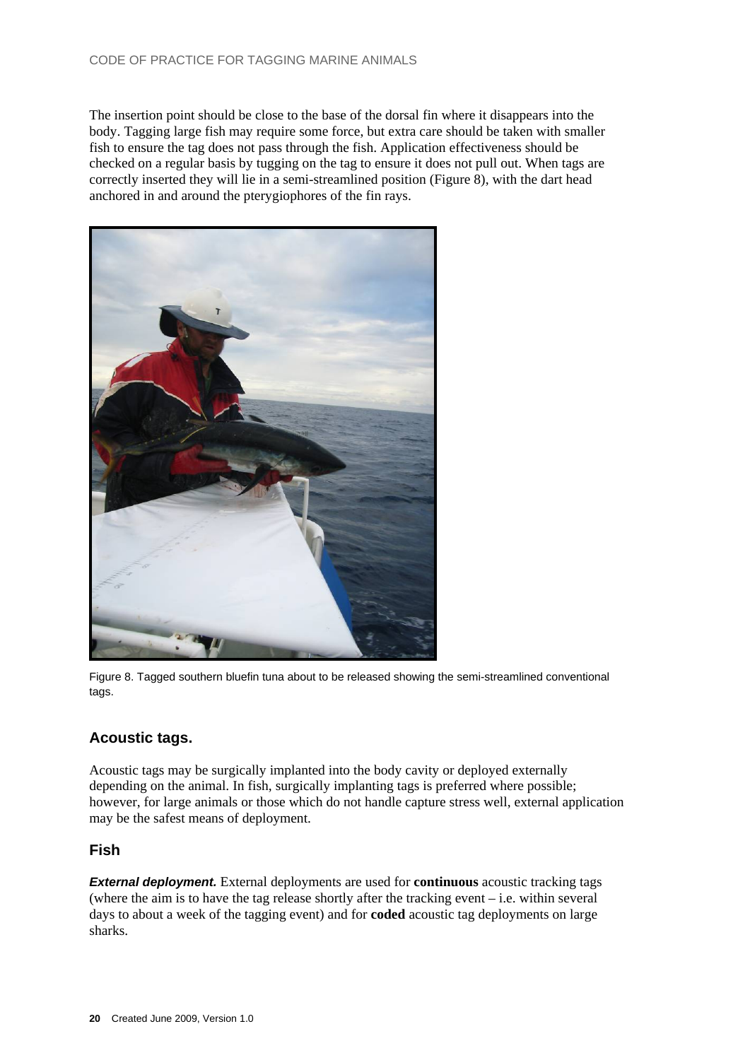The insertion point should be close to the base of the dorsal fin where it disappears into the body. Tagging large fish may require some force, but extra care should be taken with smaller fish to ensure the tag does not pass through the fish. Application effectiveness should be checked on a regular basis by tugging on the tag to ensure it does not pull out. When tags are correctly inserted they will lie in a semi-streamlined position (Figure 8), with the dart head anchored in and around the pterygiophores of the fin rays.

Figure 8. Tagged southern bluefin tuna about to be released showing the semi-streamlined conventional tags.

## Acoustic tags.

Acoustic tags may be surgically implanted into the body cavity or deployed externally depending on the animal. In fish, surgically implanting tags is preferred where possible; however, for large animals or those which do not handle capture stress well, external application may be the safest means of deployment.

## Fish

***External deployment.*** External deployments are used for **continuous** acoustic tracking tags (where the aim is to have the tag release shortly after the tracking event – i.e. within several days to about a week of the tagging event) and for **coded** acoustic tag deployments on large sharks.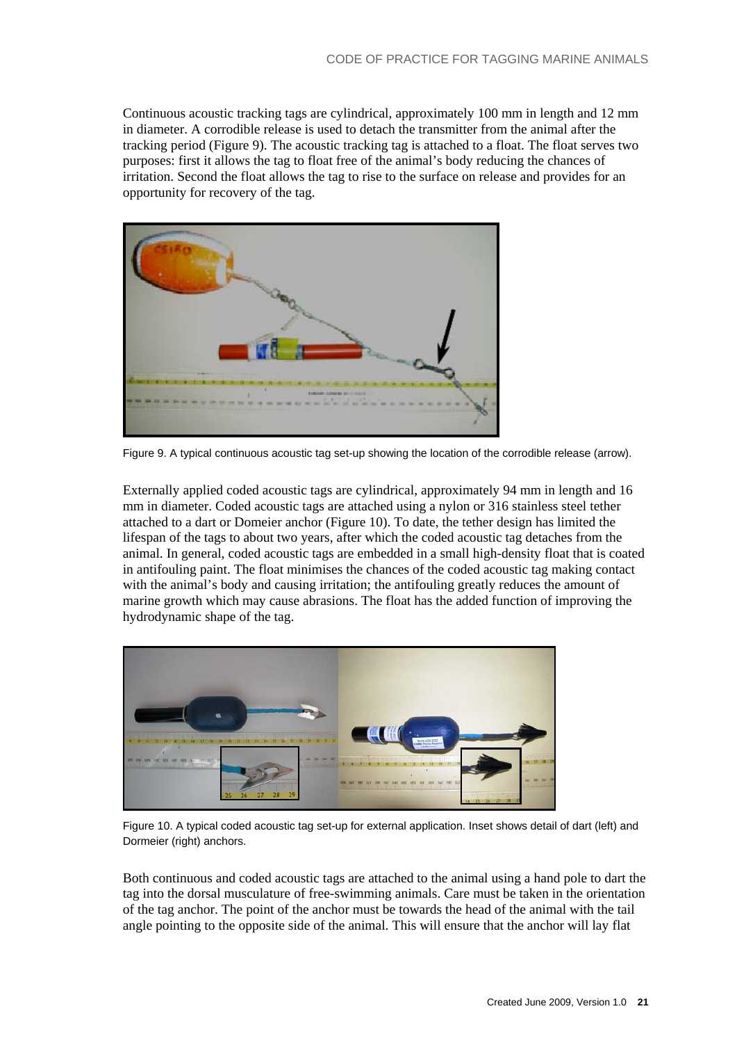Continuous acoustic tracking tags are cylindrical, approximately 100 mm in length and 12 mm in diameter. A corrodible release is used to detach the transmitter from the animal after the tracking period (Figure 9). The acoustic tracking tag is attached to a float. The float serves two purposes: first it allows the tag to float free of the animal's body reducing the chances of irritation. Second the float allows the tag to rise to the surface on release and provides for an opportunity for recovery of the tag.

Figure 9. A typical continuous acoustic tag set-up showing the location of the corrodible release (arrow).

Externally applied coded acoustic tags are cylindrical, approximately 94 mm in length and 16 mm in diameter. Coded acoustic tags are attached using a nylon or 316 stainless steel tether attached to a dart or Domeier anchor (Figure 10). To date, the tether design has limited the lifespan of the tags to about two years, after which the coded acoustic tag detaches from the animal. In general, coded acoustic tags are embedded in a small high-density float that is coated in antifouling paint. The float minimises the chances of the coded acoustic tag making contact with the animal's body and causing irritation; the antifouling greatly reduces the amount of marine growth which may cause abrasions. The float has the added function of improving the hydrodynamic shape of the tag.

Figure 10. A typical coded acoustic tag set-up for external application. Inset shows detail of dart (left) and Dormeier (right) anchors.

Both continuous and coded acoustic tags are attached to the animal using a hand pole to dart the tag into the dorsal musculature of free-swimming animals. Care must be taken in the orientation of the tag anchor. The point of the anchor must be towards the head of the animal with the tail angle pointing to the opposite side of the animal. This will ensure that the anchor will lay flat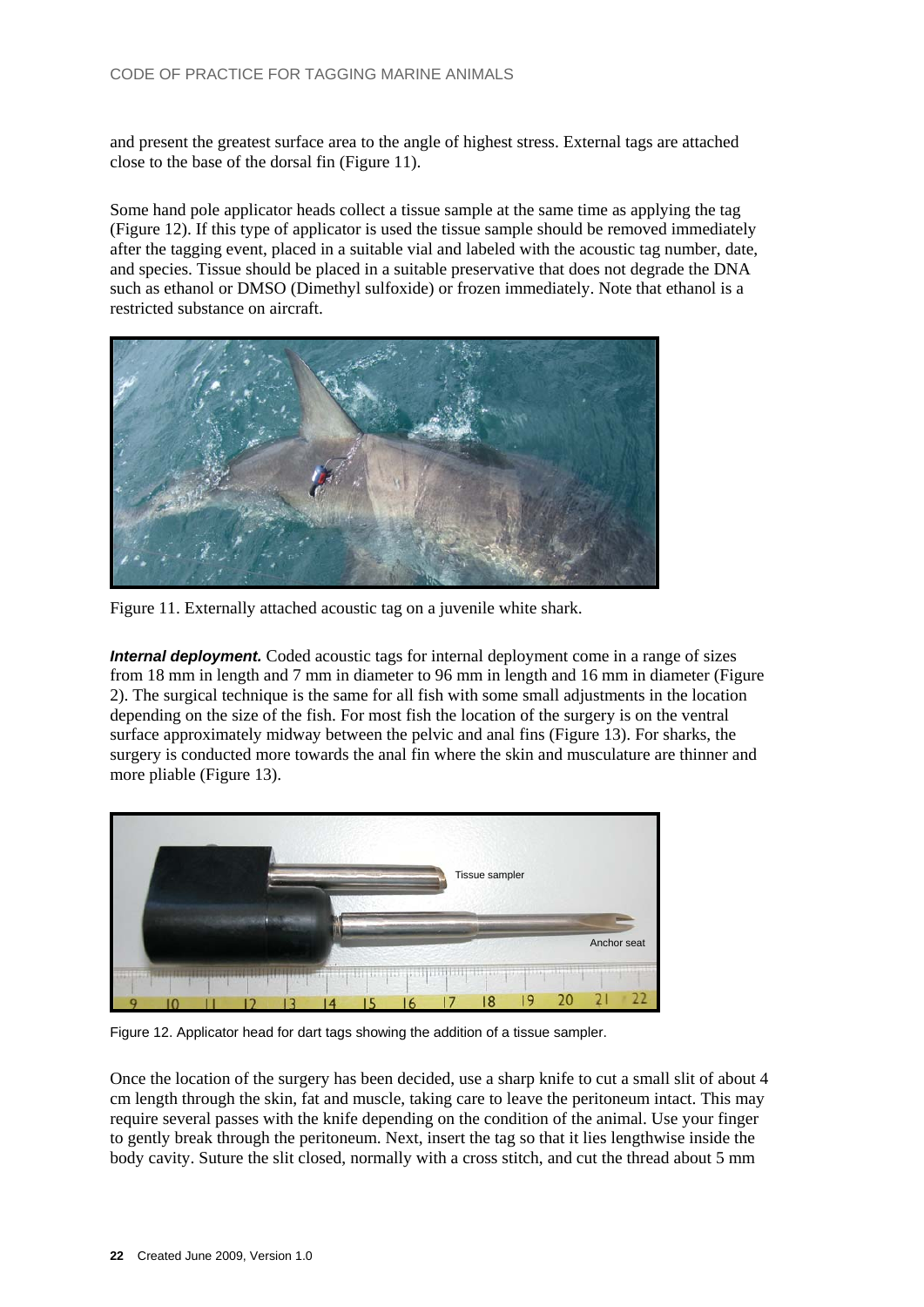and present the greatest surface area to the angle of highest stress. External tags are attached close to the base of the dorsal fin (Figure 11).

Some hand pole applicator heads collect a tissue sample at the same time as applying the tag (Figure 12). If this type of applicator is used the tissue sample should be removed immediately after the tagging event, placed in a suitable vial and labeled with the acoustic tag number, date, and species. Tissue should be placed in a suitable preservative that does not degrade the DNA such as ethanol or DMSO (Dimethyl sulfoxide) or frozen immediately. Note that ethanol is a restricted substance on aircraft.

Figure 11. Externally attached acoustic tag on a juvenile white shark.

***Internal deployment.*** Coded acoustic tags for internal deployment come in a range of sizes from 18 mm in length and 7 mm in diameter to 96 mm in length and 16 mm in diameter (Figure 2). The surgical technique is the same for all fish with some small adjustments in the location depending on the size of the fish. For most fish the location of the surgery is on the ventral surface approximately midway between the pelvic and anal fins (Figure 13). For sharks, the surgery is conducted more towards the anal fin where the skin and musculature are thinner and more pliable (Figure 13).

Figure 12. Applicator head for dart tags showing the addition of a tissue sampler.

Once the location of the surgery has been decided, use a sharp knife to cut a small slit of about 4 cm length through the skin, fat and muscle, taking care to leave the peritoneum intact. This may require several passes with the knife depending on the condition of the animal. Use your finger to gently break through the peritoneum. Next, insert the tag so that it lies lengthwise inside the body cavity. Suture the slit closed, normally with a cross stitch, and cut the thread about 5 mm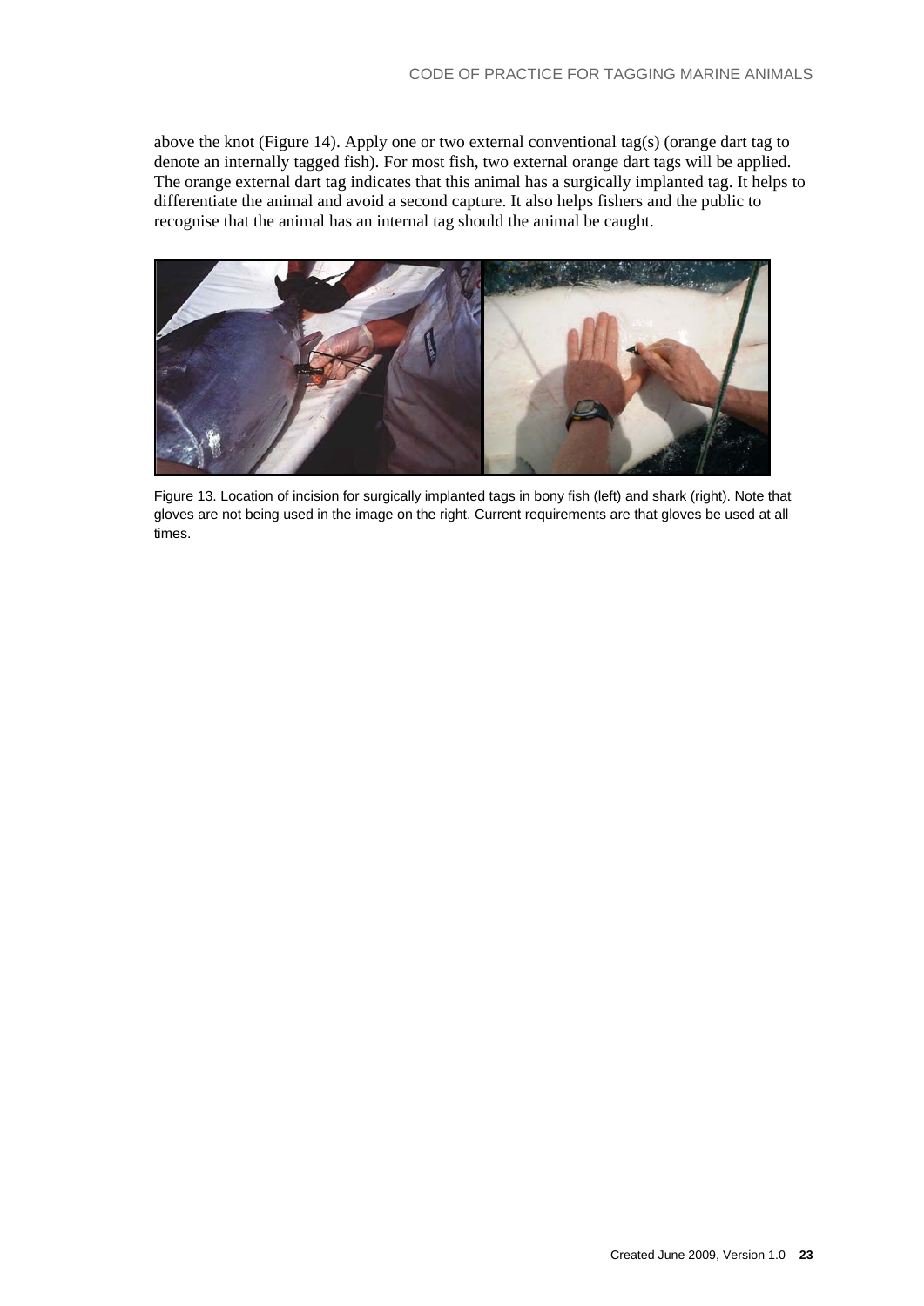above the knot (Figure 14). Apply one or two external conventional tag(s) (orange dart tag to denote an internally tagged fish). For most fish, two external orange dart tags will be applied. The orange external dart tag indicates that this animal has a surgically implanted tag. It helps to differentiate the animal and avoid a second capture. It also helps fishers and the public to recognise that the animal has an internal tag should the animal be caught.

Figure 13. Location of incision for surgically implanted tags in bony fish (left) and shark (right). Note that gloves are not being used in the image on the right. Current requirements are that gloves be used at all times.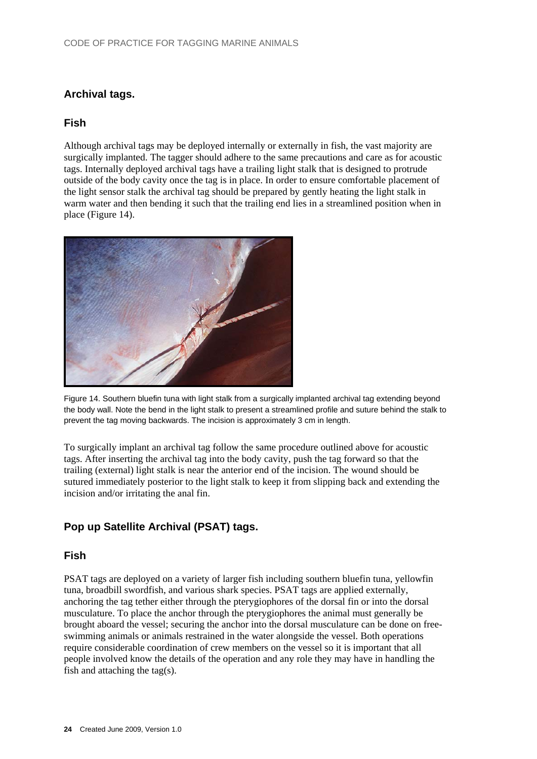## Archival tags.

### Fish

Although archival tags may be deployed internally or externally in fish, the vast majority are surgically implanted. The tagger should adhere to the same precautions and care as for acoustic tags. Internally deployed archival tags have a trailing light stalk that is designed to protrude outside of the body cavity once the tag is in place. In order to ensure comfortable placement of the light sensor stalk the archival tag should be prepared by gently heating the light stalk in warm water and then bending it such that the trailing end lies in a streamlined position when in place (Figure 14).

Figure 14. Southern bluefin tuna with light stalk from a surgically implanted archival tag extending beyond the body wall. Note the bend in the light stalk to present a streamlined profile and suture behind the stalk to prevent the tag moving backwards. The incision is approximately 3 cm in length.

To surgically implant an archival tag follow the same procedure outlined above for acoustic tags. After inserting the archival tag into the body cavity, push the tag forward so that the trailing (external) light stalk is near the anterior end of the incision. The wound should be sutured immediately posterior to the light stalk to keep it from slipping back and extending the incision and/or irritating the anal fin.

## Pop up Satellite Archival (PSAT) tags.

### Fish

PSAT tags are deployed on a variety of larger fish including southern bluefin tuna, yellowfin tuna, broadbill swordfish, and various shark species. PSAT tags are applied externally, anchoring the tag tether either through the pterygiophores of the dorsal fin or into the dorsal musculature. To place the anchor through the pterygiophores the animal must generally be brought aboard the vessel; securing the anchor into the dorsal musculature can be done on free-swimming animals or animals restrained in the water alongside the vessel. Both operations require considerable coordination of crew members on the vessel so it is important that all people involved know the details of the operation and any role they may have in handling the fish and attaching the tag(s).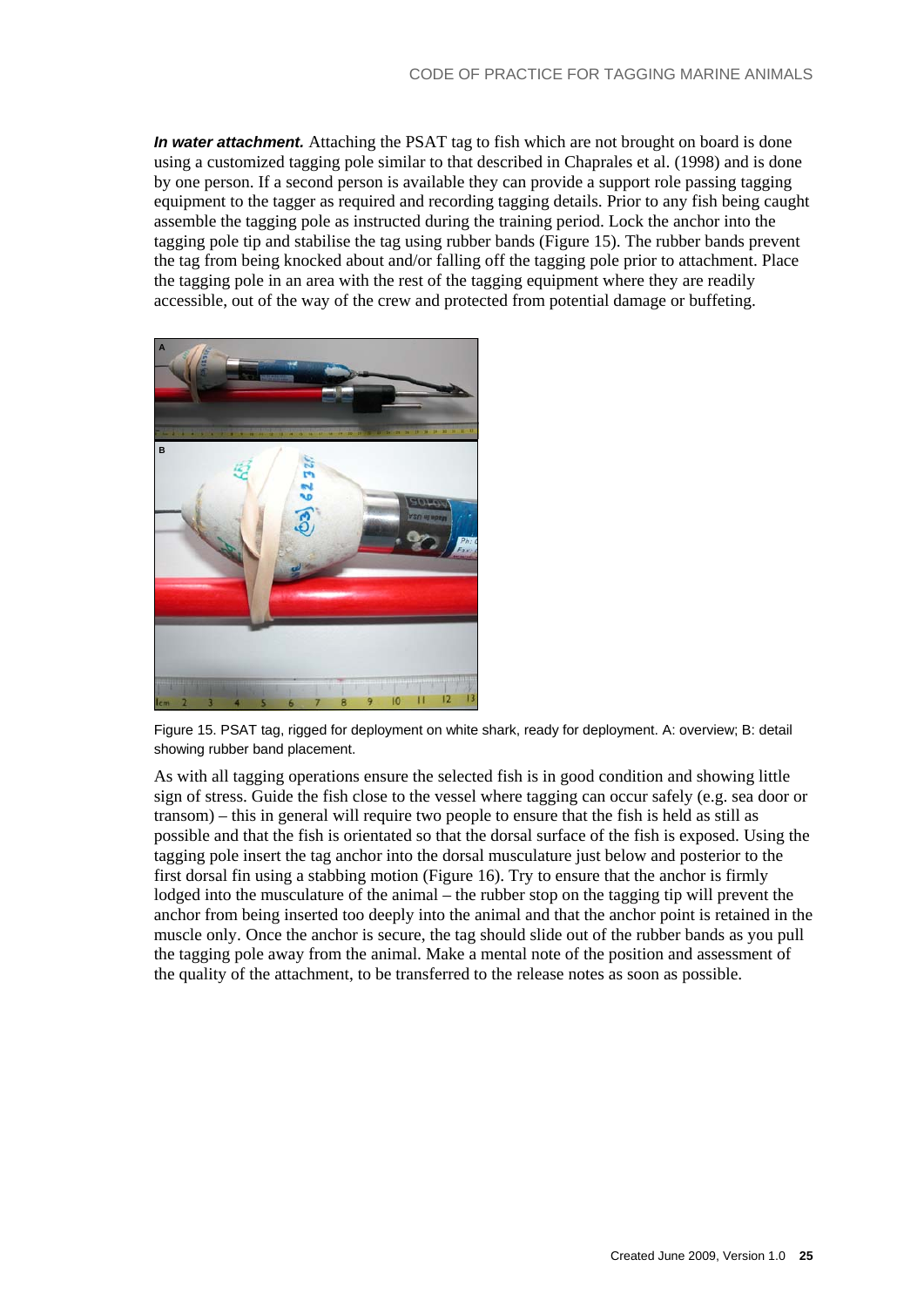***In water attachment.*** Attaching the PSAT tag to fish which are not brought on board is done using a customized tagging pole similar to that described in Chaprales et al. (1998) and is done by one person. If a second person is available they can provide a support role passing tagging equipment to the tagger as required and recording tagging details. Prior to any fish being caught assemble the tagging pole as instructed during the training period. Lock the anchor into the tagging pole tip and stabilise the tag using rubber bands (Figure 15). The rubber bands prevent the tag from being knocked about and/or falling off the tagging pole prior to attachment. Place the tagging pole in an area with the rest of the tagging equipment where they are readily accessible, out of the way of the crew and protected from potential damage or buffeting.

Figure 15. PSAT tag, rigged for deployment on white shark, ready for deployment. A: overview; B: detail showing rubber band placement.

As with all tagging operations ensure the selected fish is in good condition and showing little sign of stress. Guide the fish close to the vessel where tagging can occur safely (e.g. sea door or transom) – this in general will require two people to ensure that the fish is held as still as possible and that the fish is orientated so that the dorsal surface of the fish is exposed. Using the tagging pole insert the tag anchor into the dorsal musculature just below and posterior to the first dorsal fin using a stabbing motion (Figure 16). Try to ensure that the anchor is firmly lodged into the musculature of the animal – the rubber stop on the tagging tip will prevent the anchor from being inserted too deeply into the animal and that the anchor point is retained in the muscle only. Once the anchor is secure, the tag should slide out of the rubber bands as you pull the tagging pole away from the animal. Make a mental note of the position and assessment of the quality of the attachment, to be transferred to the release notes as soon as possible.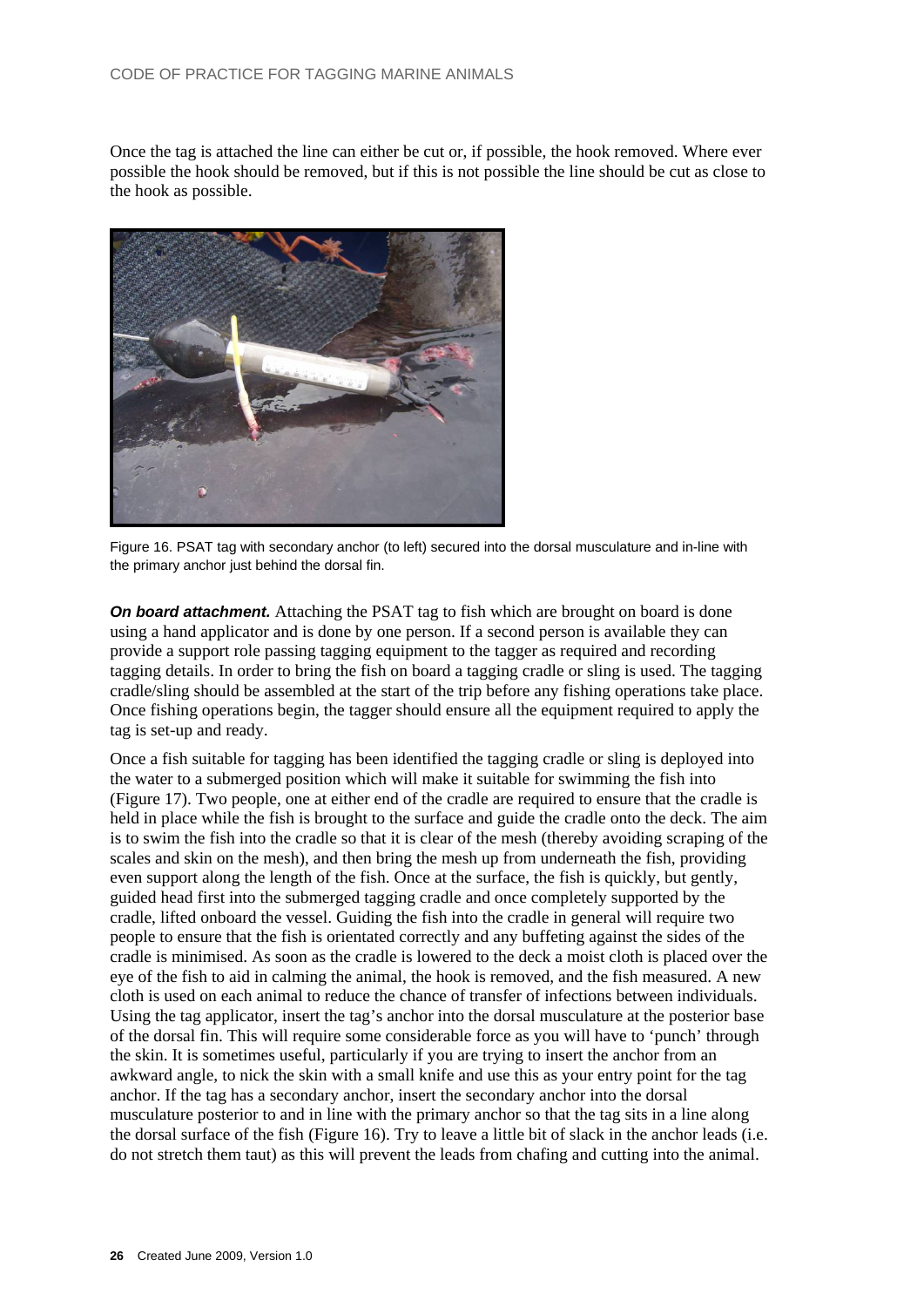Once the tag is attached the line can either be cut or, if possible, the hook removed. Where ever possible the hook should be removed, but if this is not possible the line should be cut as close to the hook as possible.

Figure 16. PSAT tag with secondary anchor (to left) secured into the dorsal musculature and in-line with the primary anchor just behind the dorsal fin.

***On board attachment.*** Attaching the PSAT tag to fish which are brought on board is done using a hand applicator and is done by one person. If a second person is available they can provide a support role passing tagging equipment to the tagger as required and recording tagging details. In order to bring the fish on board a tagging cradle or sling is used. The tagging cradle/sling should be assembled at the start of the trip before any fishing operations take place. Once fishing operations begin, the tagger should ensure all the equipment required to apply the tag is set-up and ready.

Once a fish suitable for tagging has been identified the tagging cradle or sling is deployed into the water to a submerged position which will make it suitable for swimming the fish into (Figure 17). Two people, one at either end of the cradle are required to ensure that the cradle is held in place while the fish is brought to the surface and guide the cradle onto the deck. The aim is to swim the fish into the cradle so that it is clear of the mesh (thereby avoiding scraping of the scales and skin on the mesh), and then bring the mesh up from underneath the fish, providing even support along the length of the fish. Once at the surface, the fish is quickly, but gently, guided head first into the submerged tagging cradle and once completely supported by the cradle, lifted onboard the vessel. Guiding the fish into the cradle in general will require two people to ensure that the fish is orientated correctly and any buffeting against the sides of the cradle is minimised. As soon as the cradle is lowered to the deck a moist cloth is placed over the eye of the fish to aid in calming the animal, the hook is removed, and the fish measured. A new cloth is used on each animal to reduce the chance of transfer of infections between individuals. Using the tag applicator, insert the tag's anchor into the dorsal musculature at the posterior base of the dorsal fin. This will require some considerable force as you will have to 'punch' through the skin. It is sometimes useful, particularly if you are trying to insert the anchor from an awkward angle, to nick the skin with a small knife and use this as your entry point for the tag anchor. If the tag has a secondary anchor, insert the secondary anchor into the dorsal musculature posterior to and in line with the primary anchor so that the tag sits in a line along the dorsal surface of the fish (Figure 16). Try to leave a little bit of slack in the anchor leads (i.e. do not stretch them taut) as this will prevent the leads from chafing and cutting into the animal.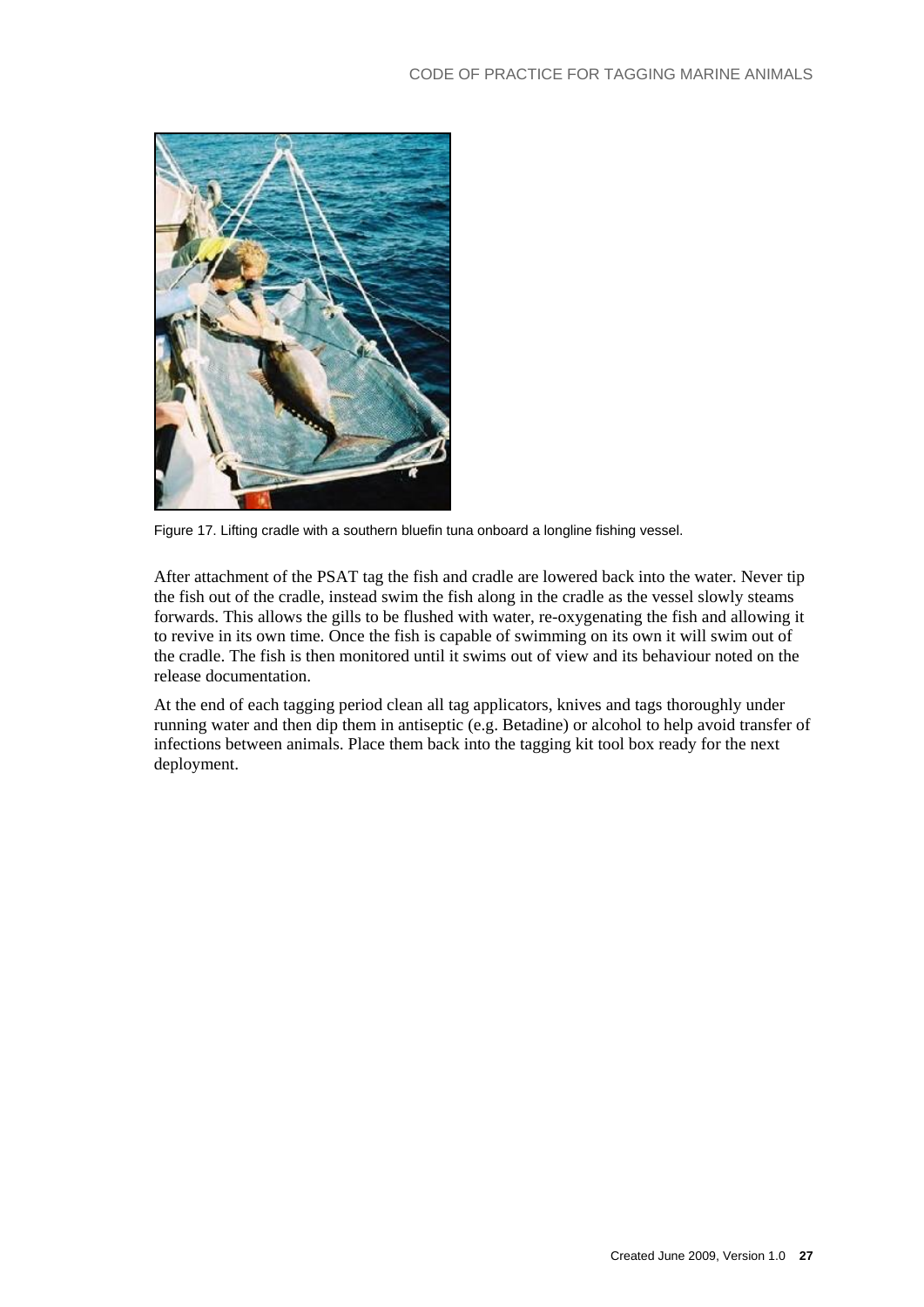Figure 17. Lifting cradle with a southern bluefin tuna onboard a longline fishing vessel.

After attachment of the PSAT tag the fish and cradle are lowered back into the water. Never tip the fish out of the cradle, instead swim the fish along in the cradle as the vessel slowly steams forwards. This allows the gills to be flushed with water, re-oxygenating the fish and allowing it to revive in its own time. Once the fish is capable of swimming on its own it will swim out of the cradle. The fish is then monitored until it swims out of view and its behaviour noted on the release documentation.

At the end of each tagging period clean all tag applicators, knives and tags thoroughly under running water and then dip them in antiseptic (e.g. Betadine) or alcohol to help avoid transfer of infections between animals. Place them back into the tagging kit tool box ready for the next deployment.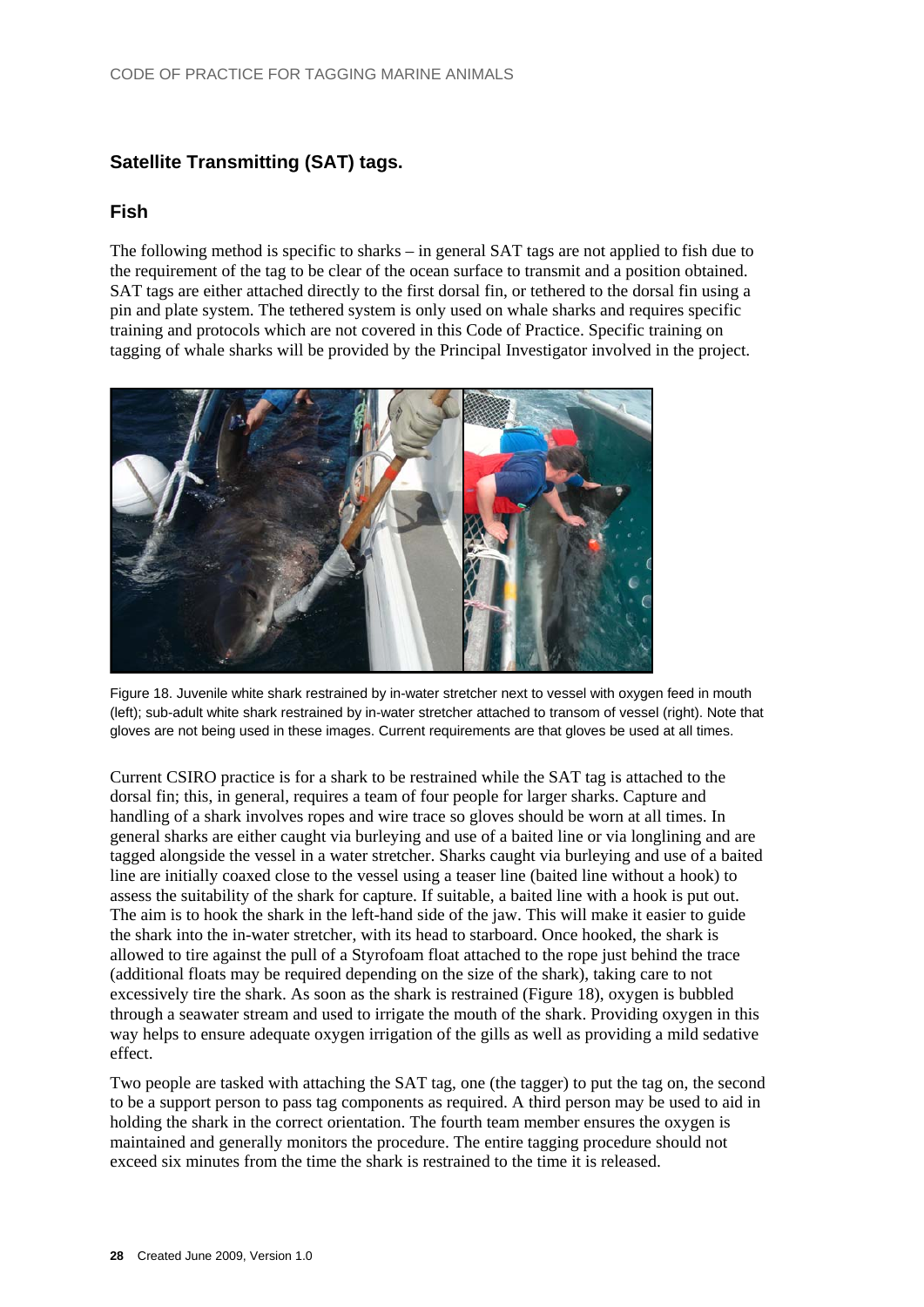## Satellite Transmitting (SAT) tags.

### Fish

The following method is specific to sharks – in general SAT tags are not applied to fish due to the requirement of the tag to be clear of the ocean surface to transmit and a position obtained. SAT tags are either attached directly to the first dorsal fin, or tethered to the dorsal fin using a pin and plate system. The tethered system is only used on whale sharks and requires specific training and protocols which are not covered in this Code of Practice. Specific training on tagging of whale sharks will be provided by the Principal Investigator involved in the project.

Figure 18. Juvenile white shark restrained by in-water stretcher next to vessel with oxygen feed in mouth (left); sub-adult white shark restrained by in-water stretcher attached to transom of vessel (right). Note that gloves are not being used in these images. Current requirements are that gloves be used at all times.

Current CSIRO practice is for a shark to be restrained while the SAT tag is attached to the dorsal fin; this, in general, requires a team of four people for larger sharks. Capture and handling of a shark involves ropes and wire trace so gloves should be worn at all times. In general sharks are either caught via burleying and use of a baited line or via longlining and are tagged alongside the vessel in a water stretcher. Sharks caught via burleying and use of a baited line are initially coaxed close to the vessel using a teaser line (baited line without a hook) to assess the suitability of the shark for capture. If suitable, a baited line with a hook is put out. The aim is to hook the shark in the left-hand side of the jaw. This will make it easier to guide the shark into the in-water stretcher, with its head to starboard. Once hooked, the shark is allowed to tire against the pull of a Styrofoam float attached to the rope just behind the trace (additional floats may be required depending on the size of the shark), taking care to not excessively tire the shark. As soon as the shark is restrained (Figure 18), oxygen is bubbled through a seawater stream and used to irrigate the mouth of the shark. Providing oxygen in this way helps to ensure adequate oxygen irrigation of the gills as well as providing a mild sedative effect.

Two people are tasked with attaching the SAT tag, one (the tagger) to put the tag on, the second to be a support person to pass tag components as required. A third person may be used to aid in holding the shark in the correct orientation. The fourth team member ensures the oxygen is maintained and generally monitors the procedure. The entire tagging procedure should not exceed six minutes from the time the shark is restrained to the time it is released.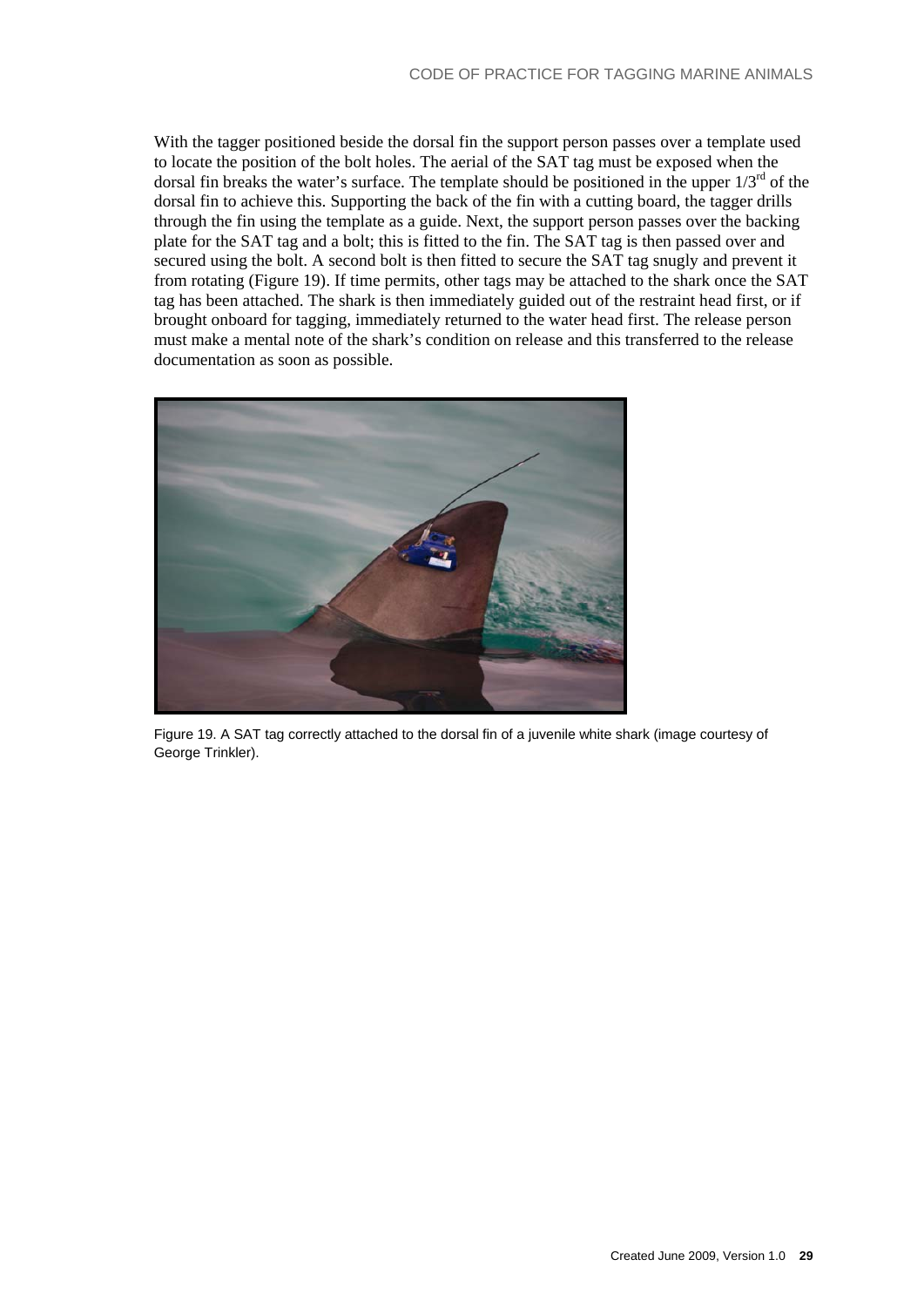With the tagger positioned beside the dorsal fin the support person passes over a template used to locate the position of the bolt holes. The aerial of the SAT tag must be exposed when the dorsal fin breaks the water's surface. The template should be positioned in the upper 1/3rd of the dorsal fin to achieve this. Supporting the back of the fin with a cutting board, the tagger drills through the fin using the template as a guide. Next, the support person passes over the backing plate for the SAT tag and a bolt; this is fitted to the fin. The SAT tag is then passed over and secured using the bolt. A second bolt is then fitted to secure the SAT tag snugly and prevent it from rotating (Figure 19). If time permits, other tags may be attached to the shark once the SAT tag has been attached. The shark is then immediately guided out of the restraint head first, or if brought onboard for tagging, immediately returned to the water head first. The release person must make a mental note of the shark's condition on release and this transferred to the release documentation as soon as possible.

Figure 19. A SAT tag correctly attached to the dorsal fin of a juvenile white shark (image courtesy of George Trinkler).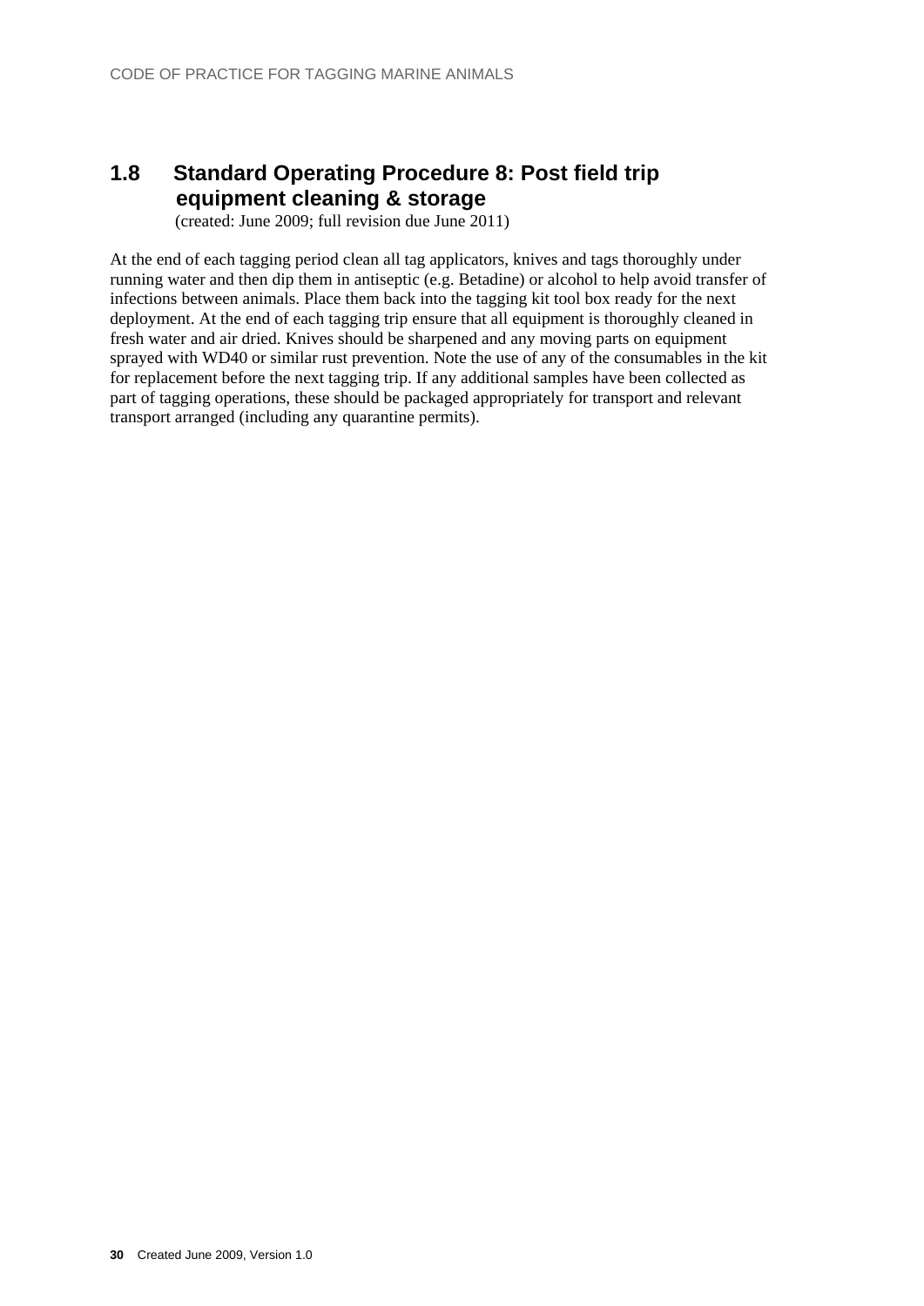## 1.8 Standard Operating Procedure 8: Post field trip equipment cleaning & storage

(created: June 2009; full revision due June 2011)

At the end of each tagging period clean all tag applicators, knives and tags thoroughly under running water and then dip them in antiseptic (e.g. Betadine) or alcohol to help avoid transfer of infections between animals. Place them back into the tagging kit tool box ready for the next deployment. At the end of each tagging trip ensure that all equipment is thoroughly cleaned in fresh water and air dried. Knives should be sharpened and any moving parts on equipment sprayed with WD40 or similar rust prevention. Note the use of any of the consumables in the kit for replacement before the next tagging trip. If any additional samples have been collected as part of tagging operations, these should be packaged appropriately for transport and relevant transport arranged (including any quarantine permits).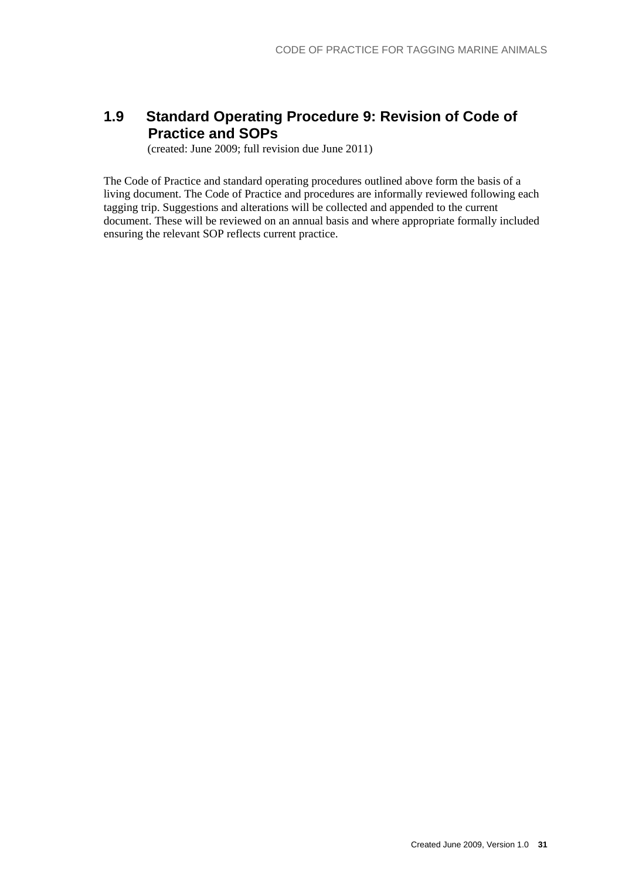## 1.9 Standard Operating Procedure 9: Revision of Code of Practice and SOPs

(created: June 2009; full revision due June 2011)

The Code of Practice and standard operating procedures outlined above form the basis of a living document. The Code of Practice and procedures are informally reviewed following each tagging trip. Suggestions and alterations will be collected and appended to the current document. These will be reviewed on an annual basis and where appropriate formally included ensuring the relevant SOP reflects current practice.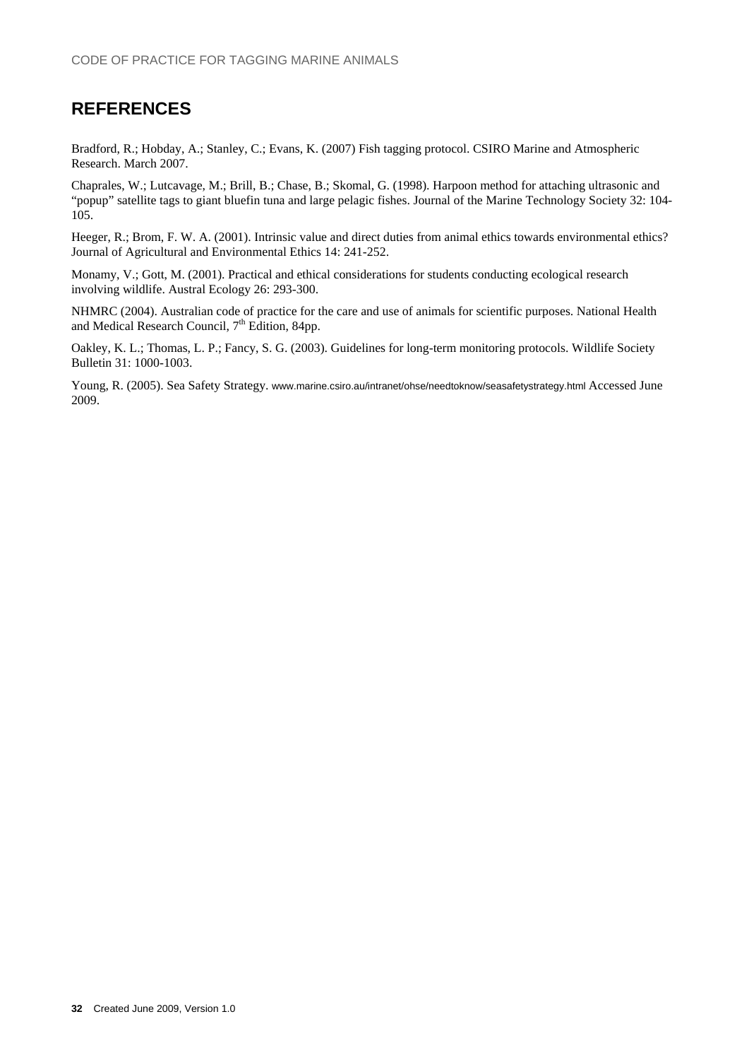## REFERENCES

Bradford, R.; Hobday, A.; Stanley, C.; Evans, K. (2007) Fish tagging protocol. CSIRO Marine and Atmospheric Research. March 2007.

Chaprales, W.; Lutcavage, M.; Brill, B.; Chase, B.; Skomal, G. (1998). Harpoon method for attaching ultrasonic and "popup" satellite tags to giant bluefin tuna and large pelagic fishes. Journal of the Marine Technology Society 32: 104-105.

Heeger, R.; Brom, F. W. A. (2001). Intrinsic value and direct duties from animal ethics towards environmental ethics? Journal of Agricultural and Environmental Ethics 14: 241-252.

Monamy, V.; Gott, M. (2001). Practical and ethical considerations for students conducting ecological research involving wildlife. Austral Ecology 26: 293-300.

NHMRC (2004). Australian code of practice for the care and use of animals for scientific purposes. National Health and Medical Research Council, 7th Edition, 84pp.

Oakley, K. L.; Thomas, L. P.; Fancy, S. G. (2003). Guidelines for long-term monitoring protocols. Wildlife Society Bulletin 31: 1000-1003.

Young, R. (2005). Sea Safety Strategy. www.marine.csiro.au/intranet/ohse/needtoknow/seasafetystrategy.html Accessed June 2009.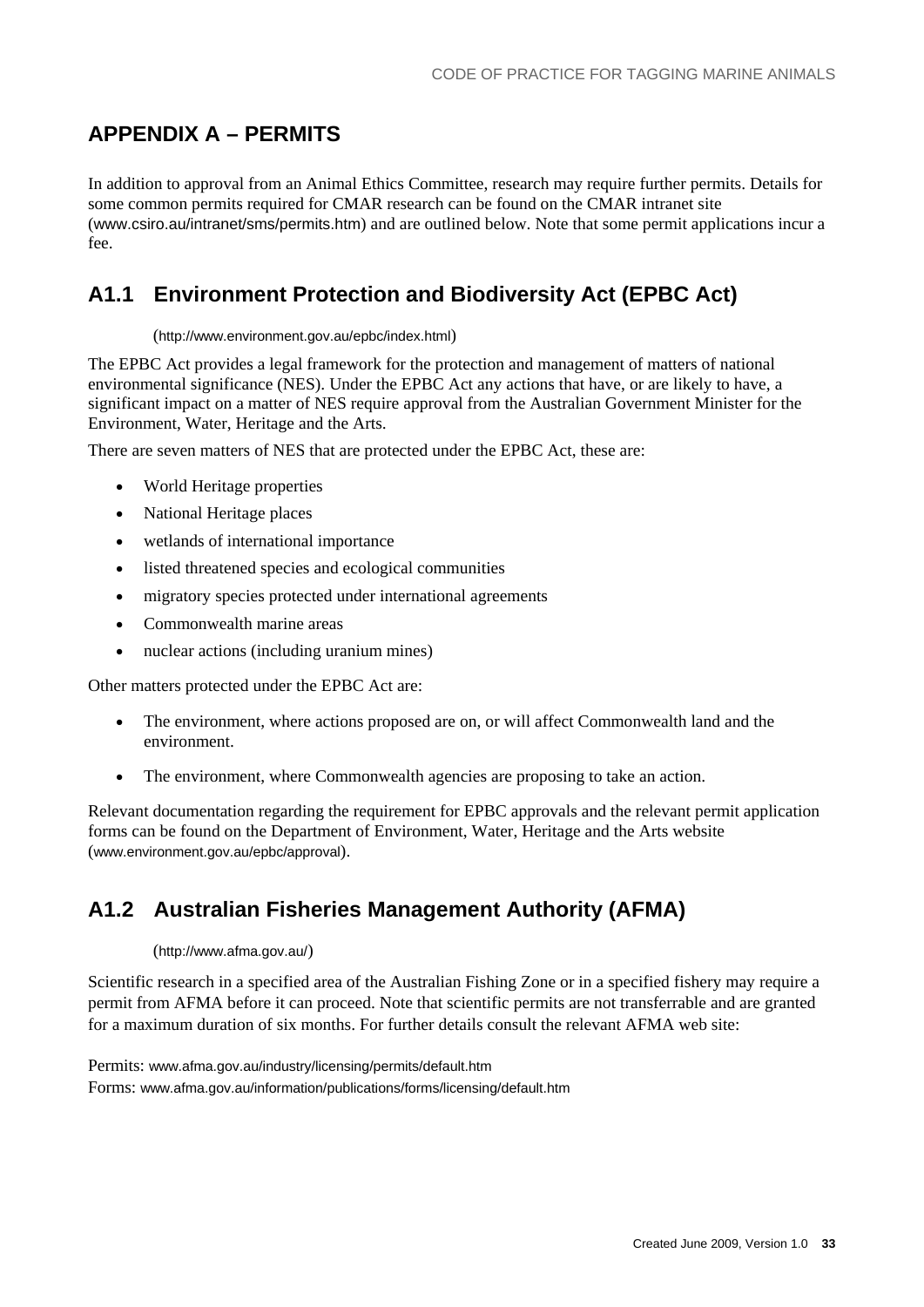# APPENDIX A – PERMITS

In addition to approval from an Animal Ethics Committee, research may require further permits. Details for some common permits required for CMAR research can be found on the CMAR intranet site (www.csiro.au/intranet/sms/permits.htm) and are outlined below. Note that some permit applications incur a fee.

## A1.1 Environment Protection and Biodiversity Act (EPBC Act)

(http://www.environment.gov.au/epbc/index.html)

The EPBC Act provides a legal framework for the protection and management of matters of national environmental significance (NES). Under the EPBC Act any actions that have, or are likely to have, a significant impact on a matter of NES require approval from the Australian Government Minister for the Environment, Water, Heritage and the Arts.

There are seven matters of NES that are protected under the EPBC Act, these are:

- World Heritage properties
- National Heritage places
- wetlands of international importance
- listed threatened species and ecological communities
- migratory species protected under international agreements
- Commonwealth marine areas
- nuclear actions (including uranium mines)

Other matters protected under the EPBC Act are:

- The environment, where actions proposed are on, or will affect Commonwealth land and the environment.
- The environment, where Commonwealth agencies are proposing to take an action.

Relevant documentation regarding the requirement for EPBC approvals and the relevant permit application forms can be found on the Department of Environment, Water, Heritage and the Arts website (www.environment.gov.au/epbc/approval).

## A1.2 Australian Fisheries Management Authority (AFMA)

(http://www.afma.gov.au/)

Scientific research in a specified area of the Australian Fishing Zone or in a specified fishery may require a permit from AFMA before it can proceed. Note that scientific permits are not transferrable and are granted for a maximum duration of six months. For further details consult the relevant AFMA web site:

Permits: www.afma.gov.au/industry/licensing/permits/default.htm
Forms: www.afma.gov.au/information/publications/forms/licensing/default.htm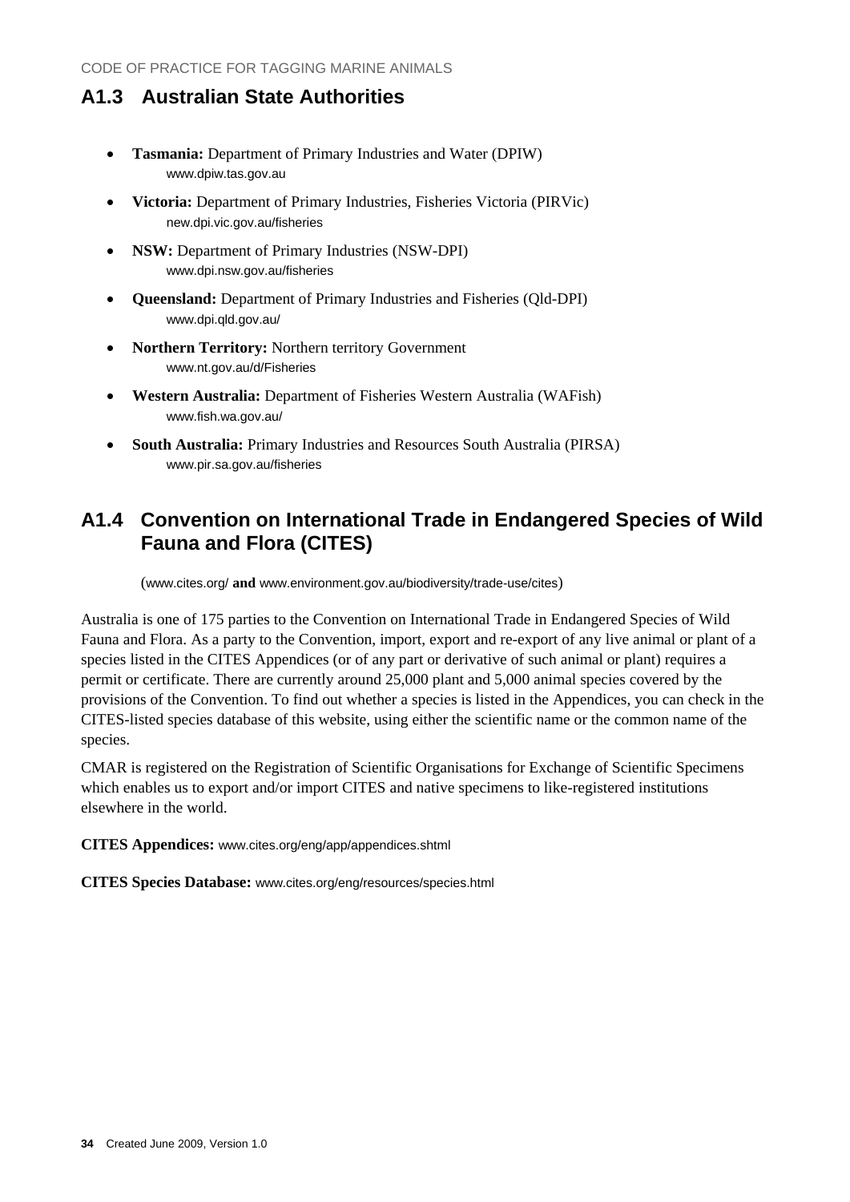## A1.3 Australian State Authorities

- **Tasmania:** Department of Primary Industries and Water (DPIW)
  www.dpiw.tas.gov.au
- **Victoria:** Department of Primary Industries, Fisheries Victoria (PIRVic)
  new.dpi.vic.gov.au/fisheries
- **NSW:** Department of Primary Industries (NSW-DPI)
  www.dpi.nsw.gov.au/fisheries
- **Queensland:** Department of Primary Industries and Fisheries (Qld-DPI)
  www.dpi.qld.gov.au/
- **Northern Territory:** Northern territory Government
  www.nt.gov.au/d/Fisheries
- **Western Australia:** Department of Fisheries Western Australia (WAFish)
  www.fish.wa.gov.au/
- **South Australia:** Primary Industries and Resources South Australia (PIRSA)
  www.pir.sa.gov.au/fisheries

## A1.4 Convention on International Trade in Endangered Species of Wild Fauna and Flora (CITES)

(www.cites.org/ **and** www.environment.gov.au/biodiversity/trade-use/cites)

Australia is one of 175 parties to the Convention on International Trade in Endangered Species of Wild Fauna and Flora. As a party to the Convention, import, export and re-export of any live animal or plant of a species listed in the CITES Appendices (or of any part or derivative of such animal or plant) requires a permit or certificate. There are currently around 25,000 plant and 5,000 animal species covered by the provisions of the Convention. To find out whether a species is listed in the Appendices, you can check in the CITES-listed species database of this website, using either the scientific name or the common name of the species.

CMAR is registered on the Registration of Scientific Organisations for Exchange of Scientific Specimens which enables us to export and/or import CITES and native specimens to like-registered institutions elsewhere in the world.

**CITES Appendices:** www.cites.org/eng/app/appendices.shtml

**CITES Species Database:** www.cites.org/eng/resources/species.html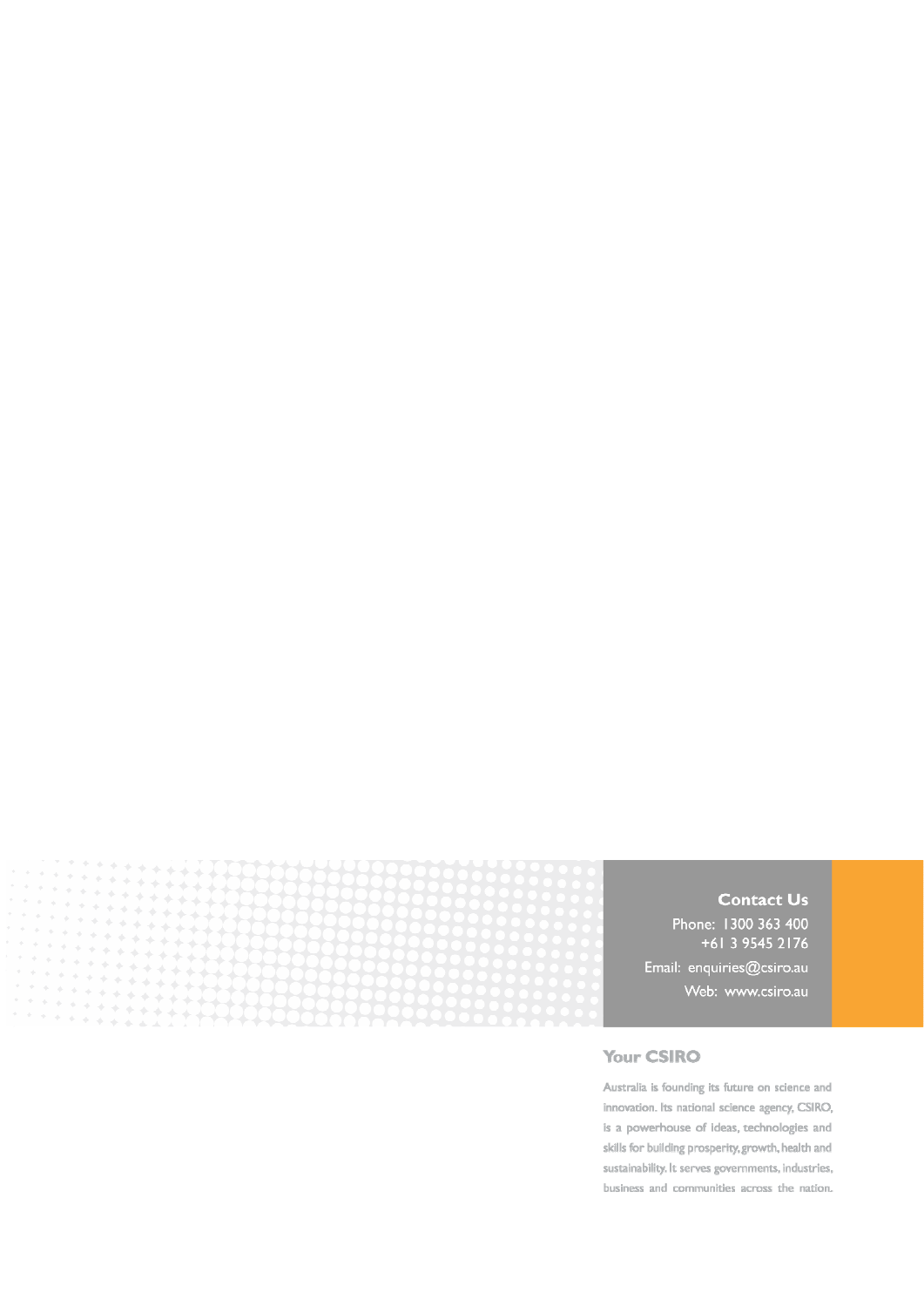## Contact Us

Phone: 1300 363 400
+61 3 9545 2176

Email: enquiries@csiro.au

Web: www.csiro.au

## Your CSIRO

Australia is founding its future on science and innovation. Its national science agency, CSIRO, is a powerhouse of ideas, technologies and skills for building prosperity, growth, health and sustainability. It serves governments, industries, business and communities across the nation.